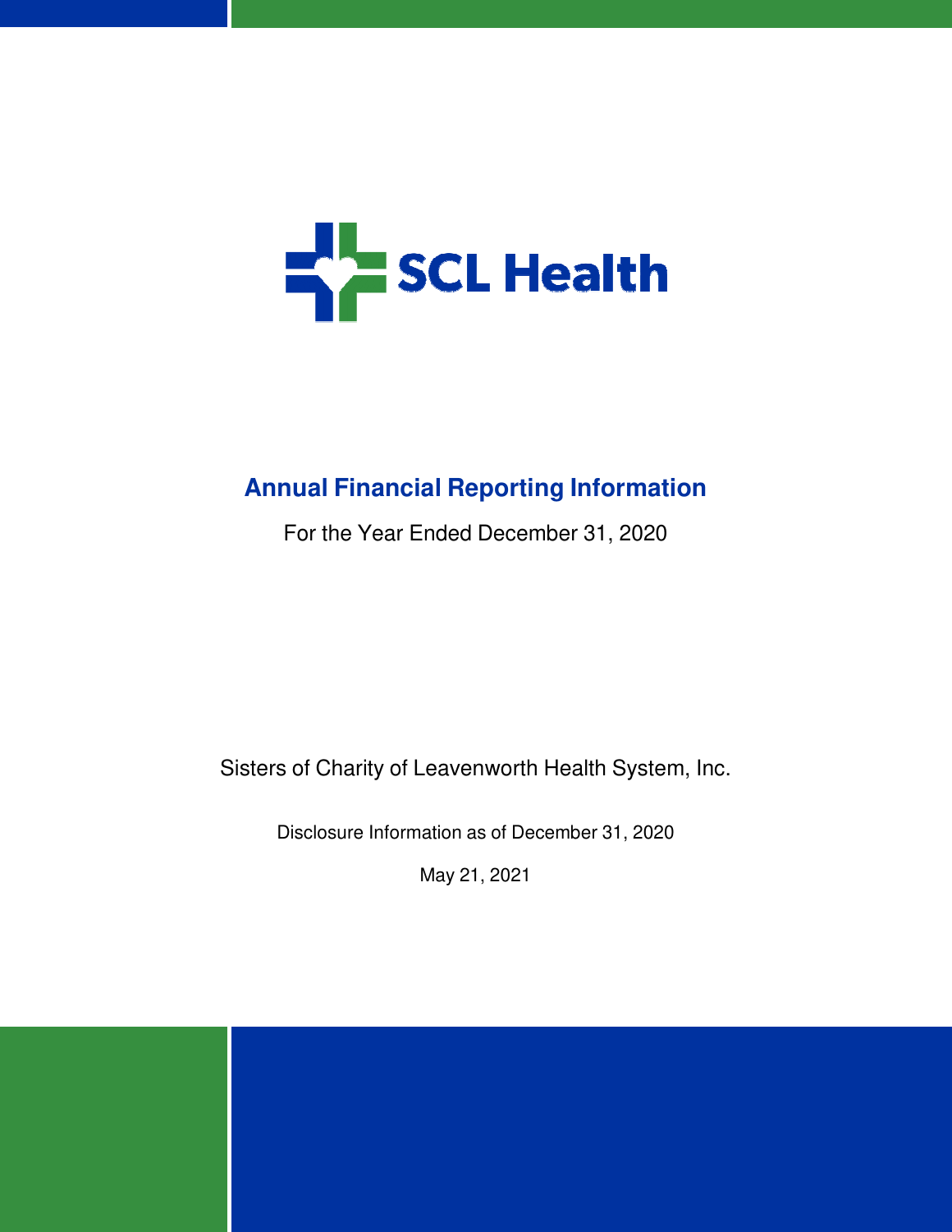SCL Health

# Annual Financial Reporting Information

For the Year Ended December 31, 2020

Sisters of Charity of Leavenworth Health System, Inc.

Disclosure Information as of December 31, 2020

May 21, 2021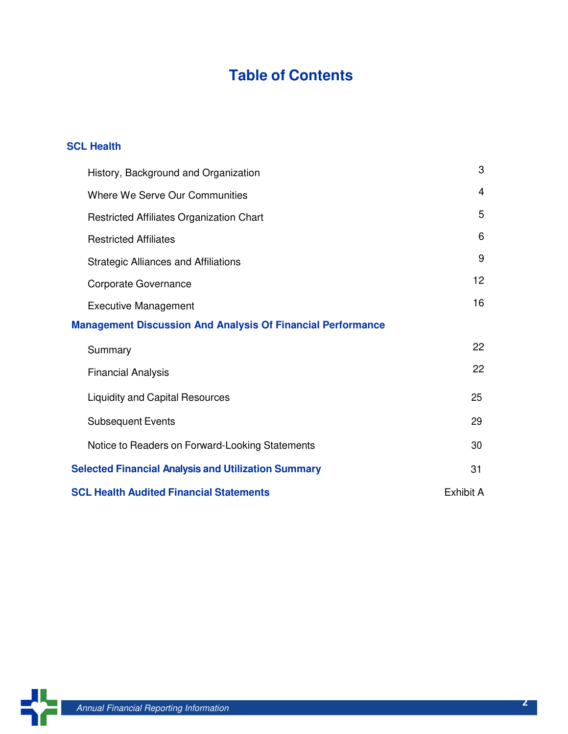# Table of Contents

| | |
|---|---|
| **SCL Health** | |
| History, Background and Organization | 3 |
| Where We Serve Our Communities | 4 |
| Restricted Affiliates Organization Chart | 5 |
| Restricted Affiliates | 6 |
| Strategic Alliances and Affiliations | 9 |
| Corporate Governance | 12 |
| Executive Management | 16 |
| **Management Discussion And Analysis Of Financial Performance** | |
| Summary | 22 |
| Financial Analysis | 22 |
| Liquidity and Capital Resources | 25 |
| Subsequent Events | 29 |
| Notice to Readers on Forward-Looking Statements | 30 |
| **Selected Financial Analysis and Utilization Summary** | 31 |
| **SCL Health Audited Financial Statements** | Exhibit A |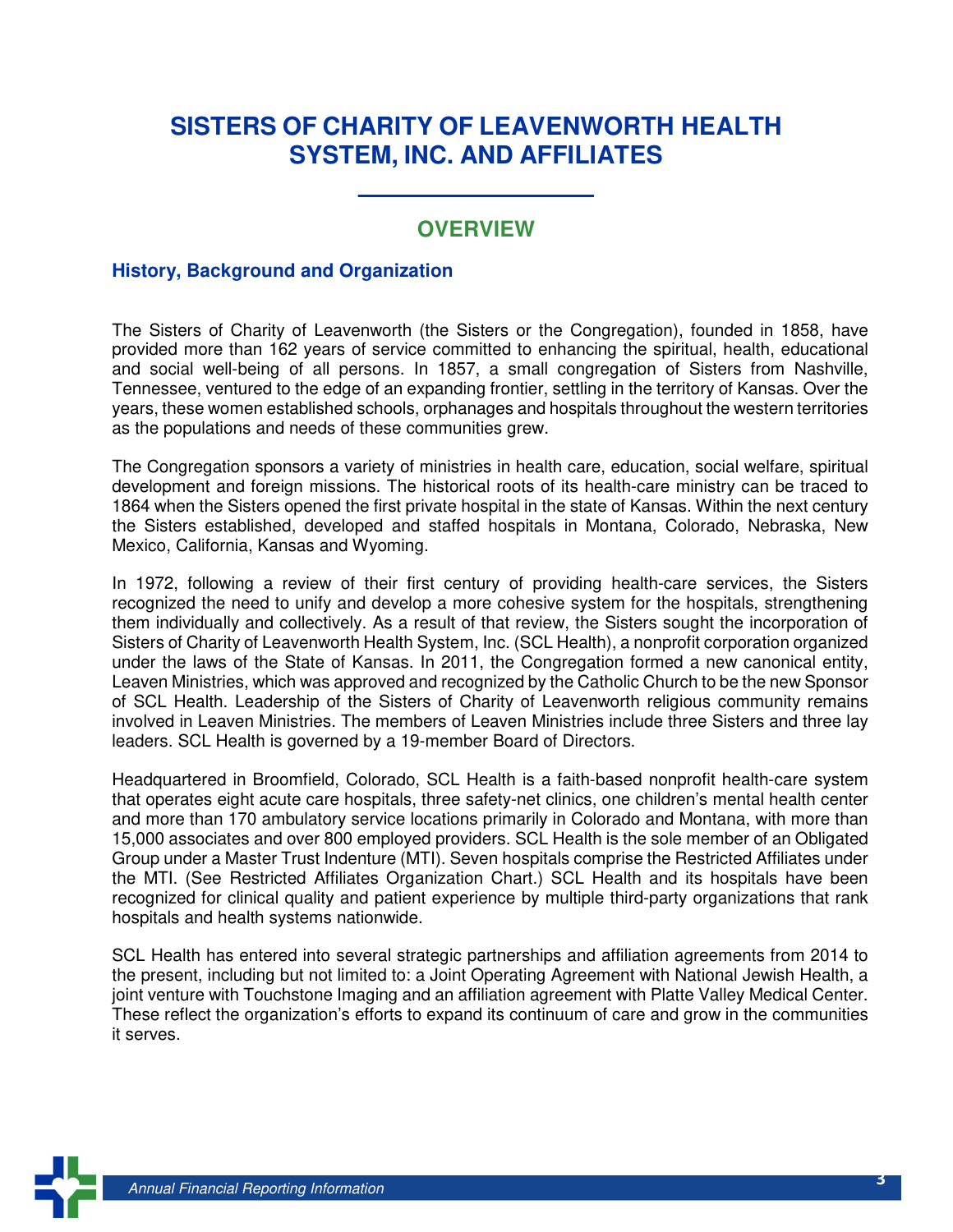# SISTERS OF CHARITY OF LEAVENWORTH HEALTH SYSTEM, INC. AND AFFILIATES

## OVERVIEW

### History, Background and Organization

The Sisters of Charity of Leavenworth (the Sisters or the Congregation), founded in 1858, have provided more than 162 years of service committed to enhancing the spiritual, health, educational and social well-being of all persons. In 1857, a small congregation of Sisters from Nashville, Tennessee, ventured to the edge of an expanding frontier, settling in the territory of Kansas. Over the years, these women established schools, orphanages and hospitals throughout the western territories as the populations and needs of these communities grew.

The Congregation sponsors a variety of ministries in health care, education, social welfare, spiritual development and foreign missions. The historical roots of its health-care ministry can be traced to 1864 when the Sisters opened the first private hospital in the state of Kansas. Within the next century the Sisters established, developed and staffed hospitals in Montana, Colorado, Nebraska, New Mexico, California, Kansas and Wyoming.

In 1972, following a review of their first century of providing health-care services, the Sisters recognized the need to unify and develop a more cohesive system for the hospitals, strengthening them individually and collectively. As a result of that review, the Sisters sought the incorporation of Sisters of Charity of Leavenworth Health System, Inc. (SCL Health), a nonprofit corporation organized under the laws of the State of Kansas. In 2011, the Congregation formed a new canonical entity, Leaven Ministries, which was approved and recognized by the Catholic Church to be the new Sponsor of SCL Health. Leadership of the Sisters of Charity of Leavenworth religious community remains involved in Leaven Ministries. The members of Leaven Ministries include three Sisters and three lay leaders. SCL Health is governed by a 19-member Board of Directors.

Headquartered in Broomfield, Colorado, SCL Health is a faith-based nonprofit health-care system that operates eight acute care hospitals, three safety-net clinics, one children's mental health center and more than 170 ambulatory service locations primarily in Colorado and Montana, with more than 15,000 associates and over 800 employed providers. SCL Health is the sole member of an Obligated Group under a Master Trust Indenture (MTI). Seven hospitals comprise the Restricted Affiliates under the MTI. (See Restricted Affiliates Organization Chart.) SCL Health and its hospitals have been recognized for clinical quality and patient experience by multiple third-party organizations that rank hospitals and health systems nationwide.

SCL Health has entered into several strategic partnerships and affiliation agreements from 2014 to the present, including but not limited to: a Joint Operating Agreement with National Jewish Health, a joint venture with Touchstone Imaging and an affiliation agreement with Platte Valley Medical Center. These reflect the organization's efforts to expand its continuum of care and grow in the communities it serves.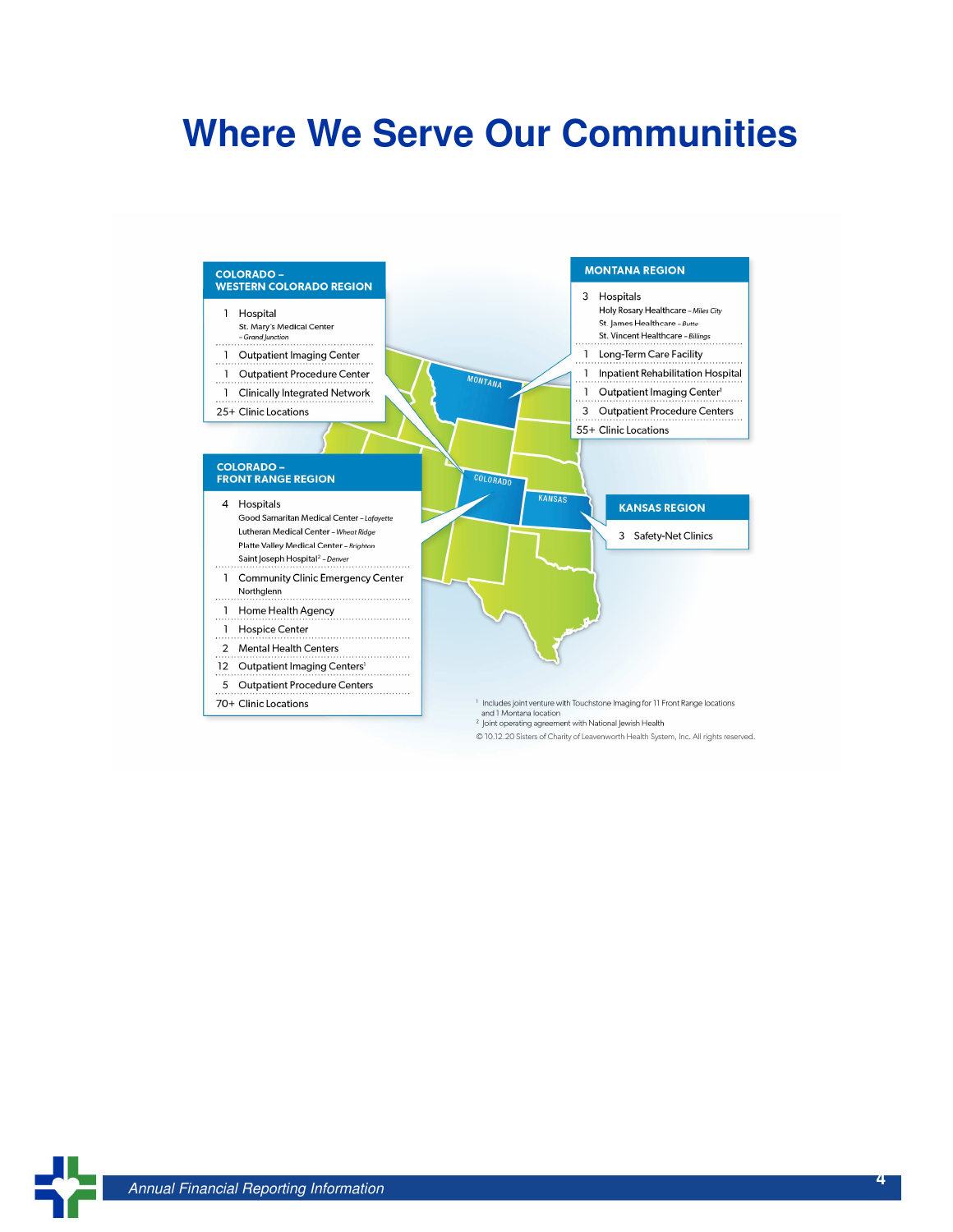# Where We Serve Our Communities

## COLORADO – WESTERN COLORADO REGION

- 1 Hospital
  - St. Mary's Medical Center – *Grand Junction*
- 1 Outpatient Imaging Center
- 1 Outpatient Procedure Center
- 1 Clinically Integrated Network
- 25+ Clinic Locations

## COLORADO – FRONT RANGE REGION

- 4 Hospitals
  - Good Samaritan Medical Center – *Lafayette*
  - Lutheran Medical Center – *Wheat Ridge*
  - Platte Valley Medical Center – *Brighton*
  - Saint Joseph Hospital[2] – *Denver*
- 1 Community Clinic Emergency Center
  - Northglenn
- 1 Home Health Agency
- 1 Hospice Center
- 2 Mental Health Centers
- 12 Outpatient Imaging Centers[1]
- 5 Outpatient Procedure Centers
- 70+ Clinic Locations

## MONTANA REGION

- 3 Hospitals
  - Holy Rosary Healthcare – *Miles City*
  - St. James Healthcare – *Butte*
  - St. Vincent Healthcare – *Billings*
- 1 Long-Term Care Facility
- 1 Inpatient Rehabilitation Hospital
- 1 Outpatient Imaging Center[1]
- 3 Outpatient Procedure Centers
- 55+ Clinic Locations

## KANSAS REGION

- 3 Safety-Net Clinics

[1] Includes joint venture with Touchstone Imaging for 11 Front Range locations and 1 Montana location

[2] Joint operating agreement with National Jewish Health

© 10.12.20 Sisters of Charity of Leavenworth Health System, Inc. All rights reserved.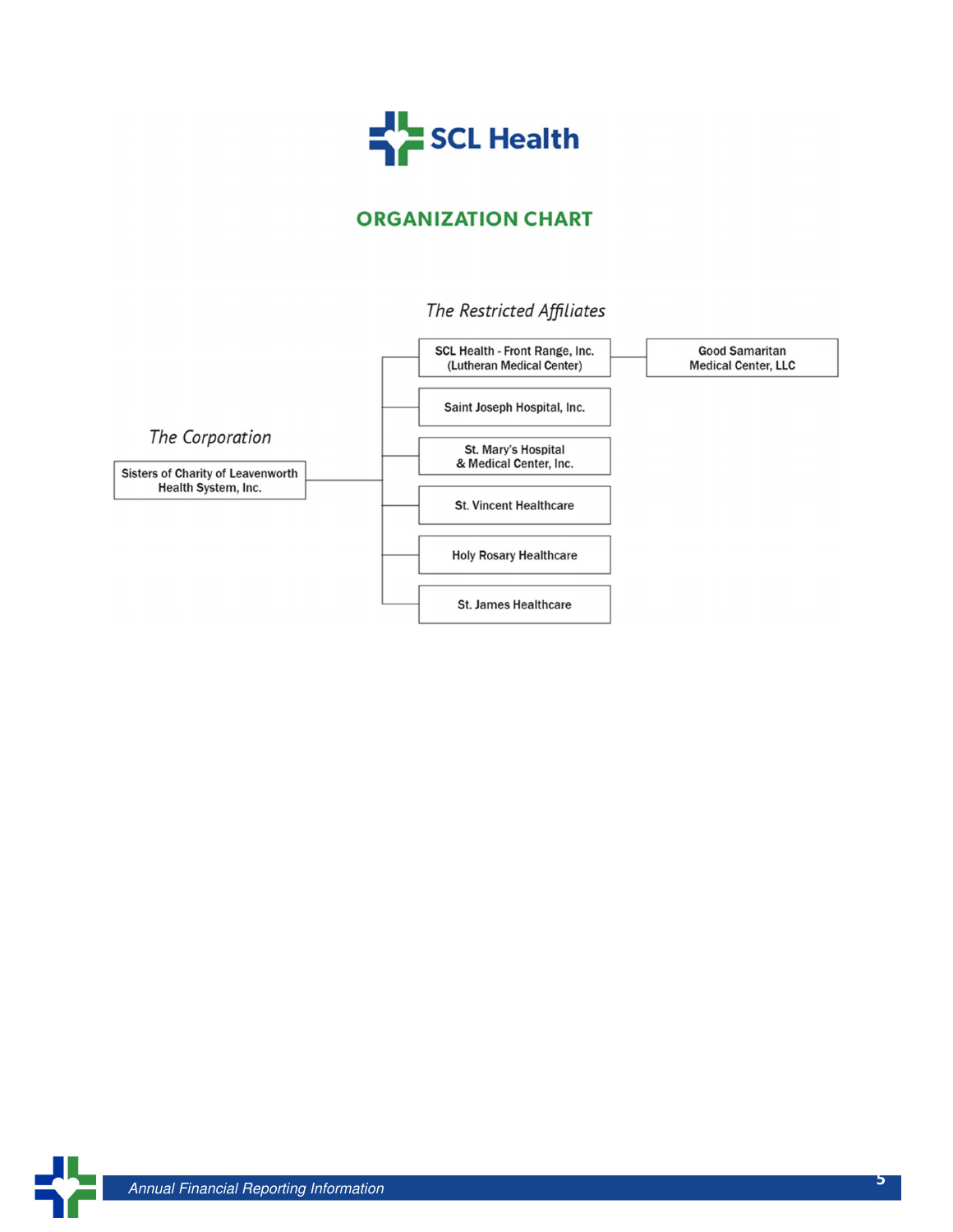# ORGANIZATION CHART

*The Corporation*

- Sisters of Charity of Leavenworth Health System, Inc.

*The Restricted Affiliates*

- SCL Health - Front Range, Inc. (Lutheran Medical Center)
  - Good Samaritan Medical Center, LLC
- Saint Joseph Hospital, Inc.
- St. Mary's Hospital & Medical Center, Inc.
- St. Vincent Healthcare
- Holy Rosary Healthcare
- St. James Healthcare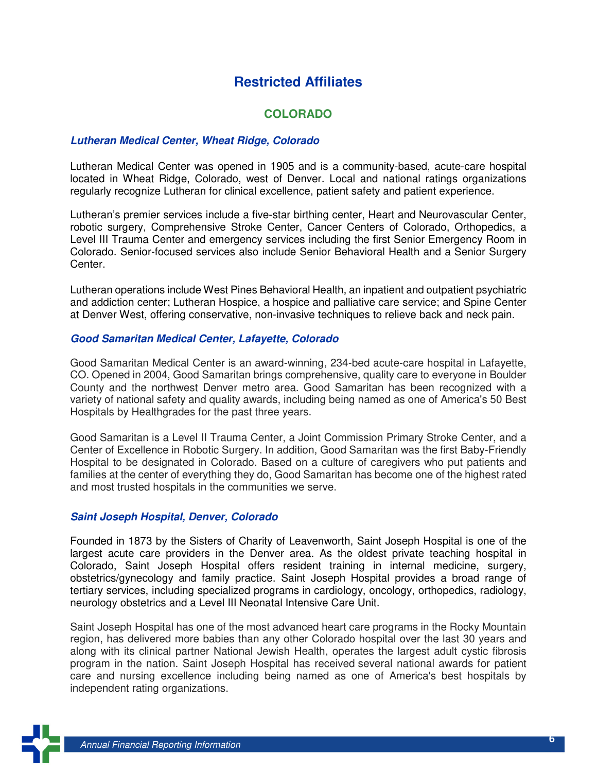# Restricted Affiliates

## COLORADO

### *Lutheran Medical Center, Wheat Ridge, Colorado*

Lutheran Medical Center was opened in 1905 and is a community-based, acute-care hospital located in Wheat Ridge, Colorado, west of Denver. Local and national ratings organizations regularly recognize Lutheran for clinical excellence, patient safety and patient experience.

Lutheran's premier services include a five-star birthing center, Heart and Neurovascular Center, robotic surgery, Comprehensive Stroke Center, Cancer Centers of Colorado, Orthopedics, a Level III Trauma Center and emergency services including the first Senior Emergency Room in Colorado. Senior-focused services also include Senior Behavioral Health and a Senior Surgery Center.

Lutheran operations include West Pines Behavioral Health, an inpatient and outpatient psychiatric and addiction center; Lutheran Hospice, a hospice and palliative care service; and Spine Center at Denver West, offering conservative, non-invasive techniques to relieve back and neck pain.

### *Good Samaritan Medical Center, Lafayette, Colorado*

Good Samaritan Medical Center is an award-winning, 234-bed acute-care hospital in Lafayette, CO. Opened in 2004, Good Samaritan brings comprehensive, quality care to everyone in Boulder County and the northwest Denver metro area. Good Samaritan has been recognized with a variety of national safety and quality awards, including being named as one of America's 50 Best Hospitals by Healthgrades for the past three years.

Good Samaritan is a Level II Trauma Center, a Joint Commission Primary Stroke Center, and a Center of Excellence in Robotic Surgery. In addition, Good Samaritan was the first Baby-Friendly Hospital to be designated in Colorado. Based on a culture of caregivers who put patients and families at the center of everything they do, Good Samaritan has become one of the highest rated and most trusted hospitals in the communities we serve.

### *Saint Joseph Hospital, Denver, Colorado*

Founded in 1873 by the Sisters of Charity of Leavenworth, Saint Joseph Hospital is one of the largest acute care providers in the Denver area. As the oldest private teaching hospital in Colorado, Saint Joseph Hospital offers resident training in internal medicine, surgery, obstetrics/gynecology and family practice. Saint Joseph Hospital provides a broad range of tertiary services, including specialized programs in cardiology, oncology, orthopedics, radiology, neurology obstetrics and a Level III Neonatal Intensive Care Unit.

Saint Joseph Hospital has one of the most advanced heart care programs in the Rocky Mountain region, has delivered more babies than any other Colorado hospital over the last 30 years and along with its clinical partner National Jewish Health, operates the largest adult cystic fibrosis program in the nation. Saint Joseph Hospital has received several national awards for patient care and nursing excellence including being named as one of America's best hospitals by independent rating organizations.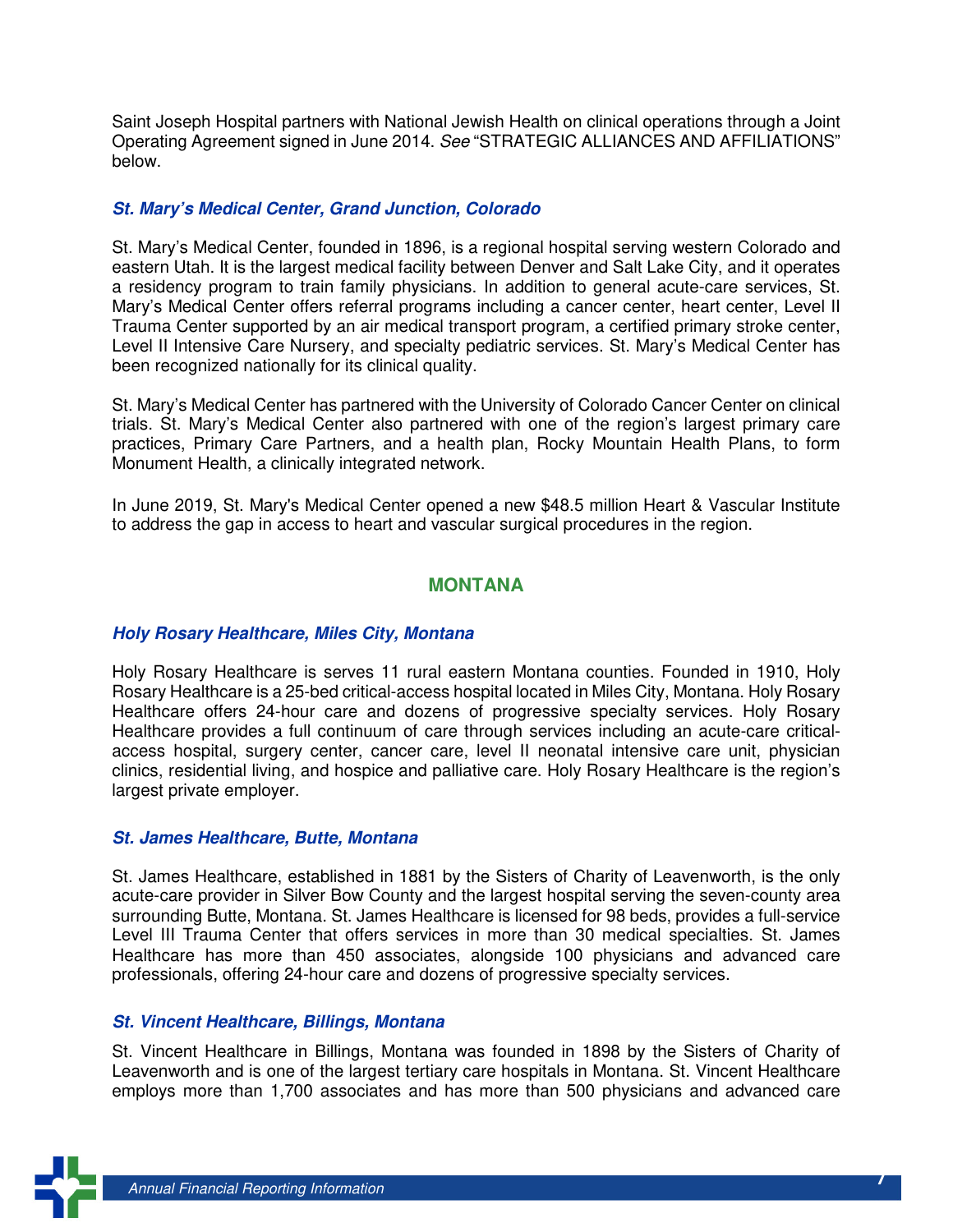Saint Joseph Hospital partners with National Jewish Health on clinical operations through a Joint Operating Agreement signed in June 2014. *See* "STRATEGIC ALLIANCES AND AFFILIATIONS" below.

### *St. Mary's Medical Center, Grand Junction, Colorado*

St. Mary's Medical Center, founded in 1896, is a regional hospital serving western Colorado and eastern Utah. It is the largest medical facility between Denver and Salt Lake City, and it operates a residency program to train family physicians. In addition to general acute-care services, St. Mary's Medical Center offers referral programs including a cancer center, heart center, Level II Trauma Center supported by an air medical transport program, a certified primary stroke center, Level II Intensive Care Nursery, and specialty pediatric services. St. Mary's Medical Center has been recognized nationally for its clinical quality.

St. Mary's Medical Center has partnered with the University of Colorado Cancer Center on clinical trials. St. Mary's Medical Center also partnered with one of the region's largest primary care practices, Primary Care Partners, and a health plan, Rocky Mountain Health Plans, to form Monument Health, a clinically integrated network.

In June 2019, St. Mary's Medical Center opened a new $48.5 million Heart & Vascular Institute to address the gap in access to heart and vascular surgical procedures in the region.

## MONTANA

### *Holy Rosary Healthcare, Miles City, Montana*

Holy Rosary Healthcare is serves 11 rural eastern Montana counties. Founded in 1910, Holy Rosary Healthcare is a 25-bed critical-access hospital located in Miles City, Montana. Holy Rosary Healthcare offers 24-hour care and dozens of progressive specialty services. Holy Rosary Healthcare provides a full continuum of care through services including an acute-care critical-access hospital, surgery center, cancer care, level II neonatal intensive care unit, physician clinics, residential living, and hospice and palliative care. Holy Rosary Healthcare is the region's largest private employer.

### *St. James Healthcare, Butte, Montana*

St. James Healthcare, established in 1881 by the Sisters of Charity of Leavenworth, is the only acute-care provider in Silver Bow County and the largest hospital serving the seven-county area surrounding Butte, Montana. St. James Healthcare is licensed for 98 beds, provides a full-service Level III Trauma Center that offers services in more than 30 medical specialties. St. James Healthcare has more than 450 associates, alongside 100 physicians and advanced care professionals, offering 24-hour care and dozens of progressive specialty services.

### *St. Vincent Healthcare, Billings, Montana*

St. Vincent Healthcare in Billings, Montana was founded in 1898 by the Sisters of Charity of Leavenworth and is one of the largest tertiary care hospitals in Montana. St. Vincent Healthcare employs more than 1,700 associates and has more than 500 physicians and advanced care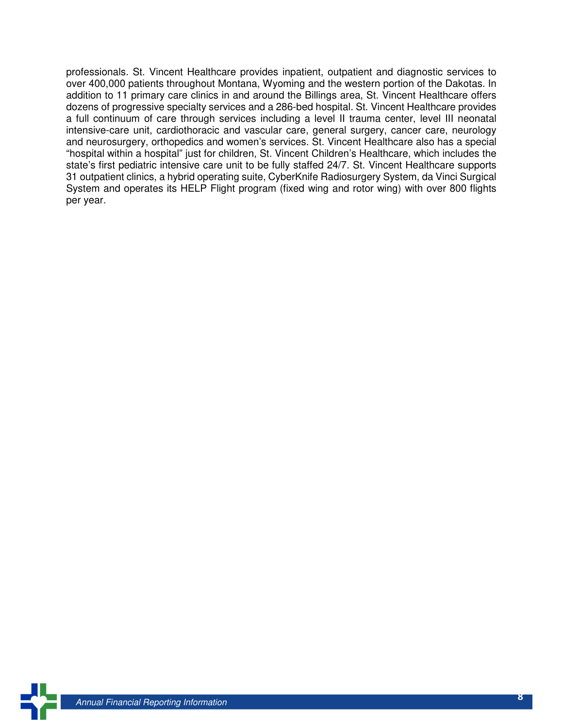professionals. St. Vincent Healthcare provides inpatient, outpatient and diagnostic services to over 400,000 patients throughout Montana, Wyoming and the western portion of the Dakotas. In addition to 11 primary care clinics in and around the Billings area, St. Vincent Healthcare offers dozens of progressive specialty services and a 286-bed hospital. St. Vincent Healthcare provides a full continuum of care through services including a level II trauma center, level III neonatal intensive-care unit, cardiothoracic and vascular care, general surgery, cancer care, neurology and neurosurgery, orthopedics and women's services. St. Vincent Healthcare also has a special "hospital within a hospital" just for children, St. Vincent Children's Healthcare, which includes the state's first pediatric intensive care unit to be fully staffed 24/7. St. Vincent Healthcare supports 31 outpatient clinics, a hybrid operating suite, CyberKnife Radiosurgery System, da Vinci Surgical System and operates its HELP Flight program (fixed wing and rotor wing) with over 800 flights per year.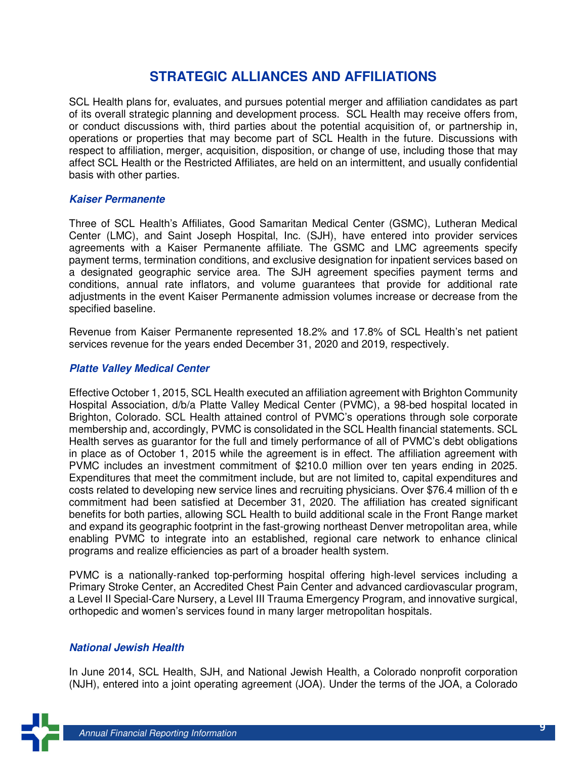## STRATEGIC ALLIANCES AND AFFILIATIONS

SCL Health plans for, evaluates, and pursues potential merger and affiliation candidates as part of its overall strategic planning and development process. SCL Health may receive offers from, or conduct discussions with, third parties about the potential acquisition of, or partnership in, operations or properties that may become part of SCL Health in the future. Discussions with respect to affiliation, merger, acquisition, disposition, or change of use, including those that may affect SCL Health or the Restricted Affiliates, are held on an intermittent, and usually confidential basis with other parties.

### *Kaiser Permanente*

Three of SCL Health's Affiliates, Good Samaritan Medical Center (GSMC), Lutheran Medical Center (LMC), and Saint Joseph Hospital, Inc. (SJH), have entered into provider services agreements with a Kaiser Permanente affiliate. The GSMC and LMC agreements specify payment terms, termination conditions, and exclusive designation for inpatient services based on a designated geographic service area. The SJH agreement specifies payment terms and conditions, annual rate inflators, and volume guarantees that provide for additional rate adjustments in the event Kaiser Permanente admission volumes increase or decrease from the specified baseline.

Revenue from Kaiser Permanente represented 18.2% and 17.8% of SCL Health's net patient services revenue for the years ended December 31, 2020 and 2019, respectively.

### *Platte Valley Medical Center*

Effective October 1, 2015, SCL Health executed an affiliation agreement with Brighton Community Hospital Association, d/b/a Platte Valley Medical Center (PVMC), a 98-bed hospital located in Brighton, Colorado. SCL Health attained control of PVMC's operations through sole corporate membership and, accordingly, PVMC is consolidated in the SCL Health financial statements. SCL Health serves as guarantor for the full and timely performance of all of PVMC's debt obligations in place as of October 1, 2015 while the agreement is in effect. The affiliation agreement with PVMC includes an investment commitment of $210.0 million over ten years ending in 2025. Expenditures that meet the commitment include, but are not limited to, capital expenditures and costs related to developing new service lines and recruiting physicians. Over $76.4 million of th e commitment had been satisfied at December 31, 2020. The affiliation has created significant benefits for both parties, allowing SCL Health to build additional scale in the Front Range market and expand its geographic footprint in the fast-growing northeast Denver metropolitan area, while enabling PVMC to integrate into an established, regional care network to enhance clinical programs and realize efficiencies as part of a broader health system.

PVMC is a nationally-ranked top-performing hospital offering high-level services including a Primary Stroke Center, an Accredited Chest Pain Center and advanced cardiovascular program, a Level II Special-Care Nursery, a Level III Trauma Emergency Program, and innovative surgical, orthopedic and women's services found in many larger metropolitan hospitals.

### *National Jewish Health*

In June 2014, SCL Health, SJH, and National Jewish Health, a Colorado nonprofit corporation (NJH), entered into a joint operating agreement (JOA). Under the terms of the JOA, a Colorado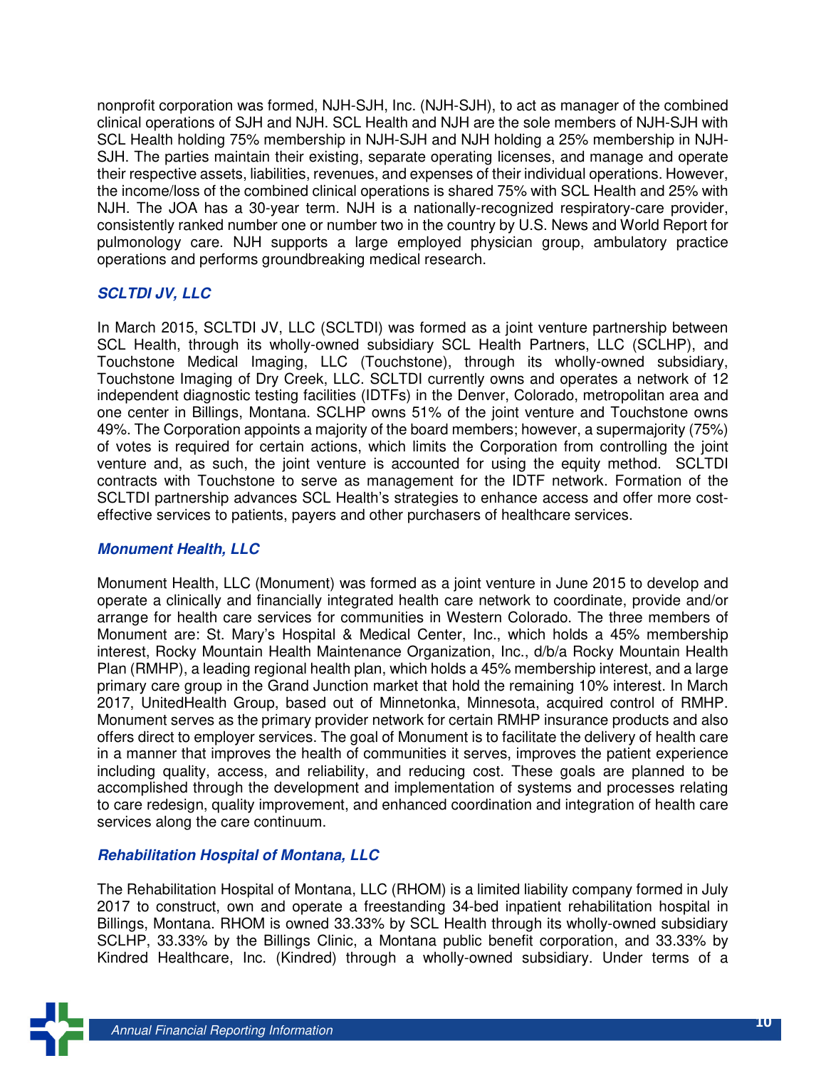nonprofit corporation was formed, NJH-SJH, Inc. (NJH-SJH), to act as manager of the combined clinical operations of SJH and NJH. SCL Health and NJH are the sole members of NJH-SJH with SCL Health holding 75% membership in NJH-SJH and NJH holding a 25% membership in NJH-SJH. The parties maintain their existing, separate operating licenses, and manage and operate their respective assets, liabilities, revenues, and expenses of their individual operations. However, the income/loss of the combined clinical operations is shared 75% with SCL Health and 25% with NJH. The JOA has a 30-year term. NJH is a nationally-recognized respiratory-care provider, consistently ranked number one or number two in the country by U.S. News and World Report for pulmonology care. NJH supports a large employed physician group, ambulatory practice operations and performs groundbreaking medical research.

### *SCLTDI JV, LLC*

In March 2015, SCLTDI JV, LLC (SCLTDI) was formed as a joint venture partnership between SCL Health, through its wholly-owned subsidiary SCL Health Partners, LLC (SCLHP), and Touchstone Medical Imaging, LLC (Touchstone), through its wholly-owned subsidiary, Touchstone Imaging of Dry Creek, LLC. SCLTDI currently owns and operates a network of 12 independent diagnostic testing facilities (IDTFs) in the Denver, Colorado, metropolitan area and one center in Billings, Montana. SCLHP owns 51% of the joint venture and Touchstone owns 49%. The Corporation appoints a majority of the board members; however, a supermajority (75%) of votes is required for certain actions, which limits the Corporation from controlling the joint venture and, as such, the joint venture is accounted for using the equity method. SCLTDI contracts with Touchstone to serve as management for the IDTF network. Formation of the SCLTDI partnership advances SCL Health's strategies to enhance access and offer more cost-effective services to patients, payers and other purchasers of healthcare services.

### *Monument Health, LLC*

Monument Health, LLC (Monument) was formed as a joint venture in June 2015 to develop and operate a clinically and financially integrated health care network to coordinate, provide and/or arrange for health care services for communities in Western Colorado. The three members of Monument are: St. Mary's Hospital & Medical Center, Inc., which holds a 45% membership interest, Rocky Mountain Health Maintenance Organization, Inc., d/b/a Rocky Mountain Health Plan (RMHP), a leading regional health plan, which holds a 45% membership interest, and a large primary care group in the Grand Junction market that hold the remaining 10% interest. In March 2017, UnitedHealth Group, based out of Minnetonka, Minnesota, acquired control of RMHP. Monument serves as the primary provider network for certain RMHP insurance products and also offers direct to employer services. The goal of Monument is to facilitate the delivery of health care in a manner that improves the health of communities it serves, improves the patient experience including quality, access, and reliability, and reducing cost. These goals are planned to be accomplished through the development and implementation of systems and processes relating to care redesign, quality improvement, and enhanced coordination and integration of health care services along the care continuum.

### *Rehabilitation Hospital of Montana, LLC*

The Rehabilitation Hospital of Montana, LLC (RHOM) is a limited liability company formed in July 2017 to construct, own and operate a freestanding 34-bed inpatient rehabilitation hospital in Billings, Montana. RHOM is owned 33.33% by SCL Health through its wholly-owned subsidiary SCLHP, 33.33% by the Billings Clinic, a Montana public benefit corporation, and 33.33% by Kindred Healthcare, Inc. (Kindred) through a wholly-owned subsidiary. Under terms of a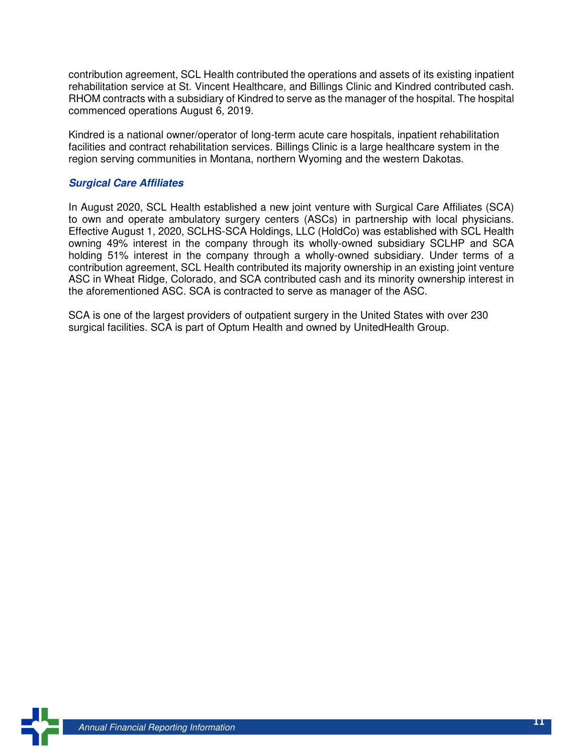contribution agreement, SCL Health contributed the operations and assets of its existing inpatient rehabilitation service at St. Vincent Healthcare, and Billings Clinic and Kindred contributed cash. RHOM contracts with a subsidiary of Kindred to serve as the manager of the hospital. The hospital commenced operations August 6, 2019.

Kindred is a national owner/operator of long-term acute care hospitals, inpatient rehabilitation facilities and contract rehabilitation services. Billings Clinic is a large healthcare system in the region serving communities in Montana, northern Wyoming and the western Dakotas.

### ***Surgical Care Affiliates***

In August 2020, SCL Health established a new joint venture with Surgical Care Affiliates (SCA) to own and operate ambulatory surgery centers (ASCs) in partnership with local physicians. Effective August 1, 2020, SCLHS-SCA Holdings, LLC (HoldCo) was established with SCL Health owning 49% interest in the company through its wholly-owned subsidiary SCLHP and SCA holding 51% interest in the company through a wholly-owned subsidiary. Under terms of a contribution agreement, SCL Health contributed its majority ownership in an existing joint venture ASC in Wheat Ridge, Colorado, and SCA contributed cash and its minority ownership interest in the aforementioned ASC. SCA is contracted to serve as manager of the ASC.

SCA is one of the largest providers of outpatient surgery in the United States with over 230 surgical facilities. SCA is part of Optum Health and owned by UnitedHealth Group.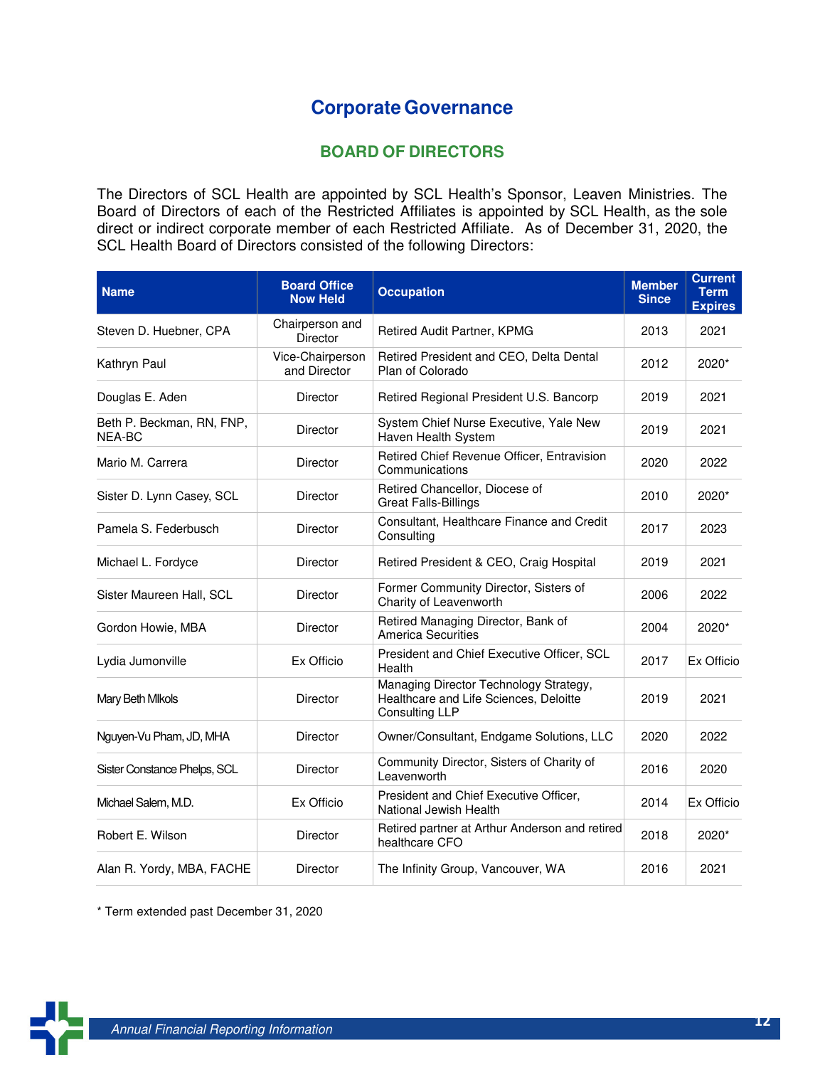# Corporate Governance

## BOARD OF DIRECTORS

The Directors of SCL Health are appointed by SCL Health's Sponsor, Leaven Ministries. The Board of Directors of each of the Restricted Affiliates is appointed by SCL Health, as the sole direct or indirect corporate member of each Restricted Affiliate. As of December 31, 2020, the SCL Health Board of Directors consisted of the following Directors:

| Name | Board Office Now Held | Occupation | Member Since | Current Term Expires |
|---|---|---|---|---|
| Steven D. Huebner, CPA | Chairperson and Director | Retired Audit Partner, KPMG | 2013 | 2021 |
| Kathryn Paul | Vice-Chairperson and Director | Retired President and CEO, Delta Dental Plan of Colorado | 2012 | 2020* |
| Douglas E. Aden | Director | Retired Regional President U.S. Bancorp | 2019 | 2021 |
| Beth P. Beckman, RN, FNP, NEA-BC | Director | System Chief Nurse Executive, Yale New Haven Health System | 2019 | 2021 |
| Mario M. Carrera | Director | Retired Chief Revenue Officer, Entravision Communications | 2020 | 2022 |
| Sister D. Lynn Casey, SCL | Director | Retired Chancellor, Diocese of Great Falls-Billings | 2010 | 2020* |
| Pamela S. Federbusch | Director | Consultant, Healthcare Finance and Credit Consulting | 2017 | 2023 |
| Michael L. Fordyce | Director | Retired President & CEO, Craig Hospital | 2019 | 2021 |
| Sister Maureen Hall, SCL | Director | Former Community Director, Sisters of Charity of Leavenworth | 2006 | 2022 |
| Gordon Howie, MBA | Director | Retired Managing Director, Bank of America Securities | 2004 | 2020* |
| Lydia Jumonville | Ex Officio | President and Chief Executive Officer, SCL Health | 2017 | Ex Officio |
| Mary Beth Mlkols | Director | Managing Director Technology Strategy, Healthcare and Life Sciences, Deloitte Consulting LLP | 2019 | 2021 |
| Nguyen-Vu Pham, JD, MHA | Director | Owner/Consultant, Endgame Solutions, LLC | 2020 | 2022 |
| Sister Constance Phelps, SCL | Director | Community Director, Sisters of Charity of Leavenworth | 2016 | 2020 |
| Michael Salem, M.D. | Ex Officio | President and Chief Executive Officer, National Jewish Health | 2014 | Ex Officio |
| Robert E. Wilson | Director | Retired partner at Arthur Anderson and retired healthcare CFO | 2018 | 2020* |
| Alan R. Yordy, MBA, FACHE | Director | The Infinity Group, Vancouver, WA | 2016 | 2021 |

\* Term extended past December 31, 2020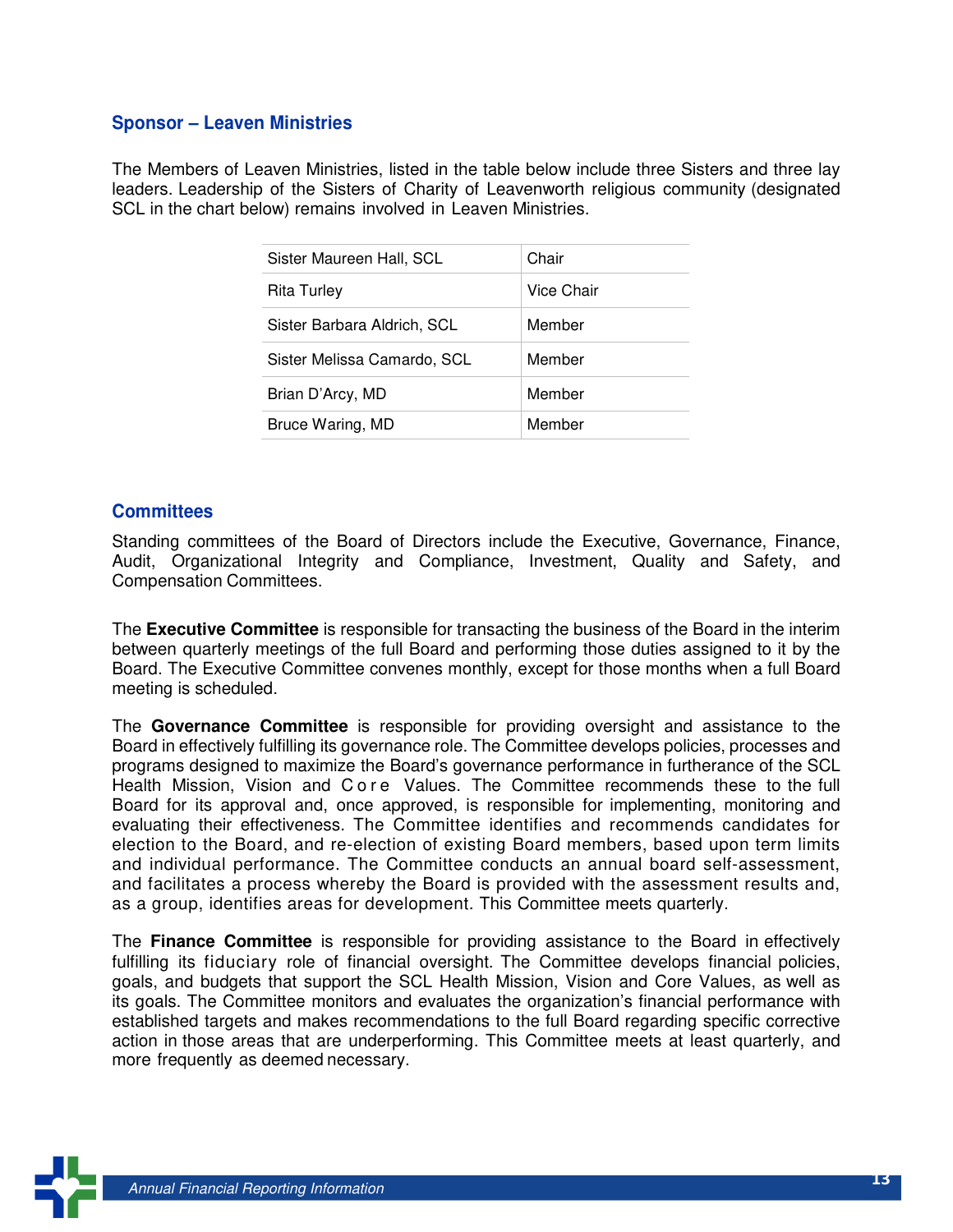## Sponsor – Leaven Ministries

The Members of Leaven Ministries, listed in the table below include three Sisters and three lay leaders. Leadership of the Sisters of Charity of Leavenworth religious community (designated SCL in the chart below) remains involved in Leaven Ministries.

| | |
|---|---|
| Sister Maureen Hall, SCL | Chair |
| Rita Turley | Vice Chair |
| Sister Barbara Aldrich, SCL | Member |
| Sister Melissa Camardo, SCL | Member |
| Brian D'Arcy, MD | Member |
| Bruce Waring, MD | Member |

## Committees

Standing committees of the Board of Directors include the Executive, Governance, Finance, Audit, Organizational Integrity and Compliance, Investment, Quality and Safety, and Compensation Committees.

The **Executive Committee** is responsible for transacting the business of the Board in the interim between quarterly meetings of the full Board and performing those duties assigned to it by the Board. The Executive Committee convenes monthly, except for those months when a full Board meeting is scheduled.

The **Governance Committee** is responsible for providing oversight and assistance to the Board in effectively fulfilling its governance role. The Committee develops policies, processes and programs designed to maximize the Board's governance performance in furtherance of the SCL Health Mission, Vision and Core Values. The Committee recommends these to the full Board for its approval and, once approved, is responsible for implementing, monitoring and evaluating their effectiveness. The Committee identifies and recommends candidates for election to the Board, and re-election of existing Board members, based upon term limits and individual performance. The Committee conducts an annual board self-assessment, and facilitates a process whereby the Board is provided with the assessment results and, as a group, identifies areas for development. This Committee meets quarterly.

The **Finance Committee** is responsible for providing assistance to the Board in effectively fulfilling its fiduciary role of financial oversight. The Committee develops financial policies, goals, and budgets that support the SCL Health Mission, Vision and Core Values, as well as its goals. The Committee monitors and evaluates the organization's financial performance with established targets and makes recommendations to the full Board regarding specific corrective action in those areas that are underperforming. This Committee meets at least quarterly, and more frequently as deemed necessary.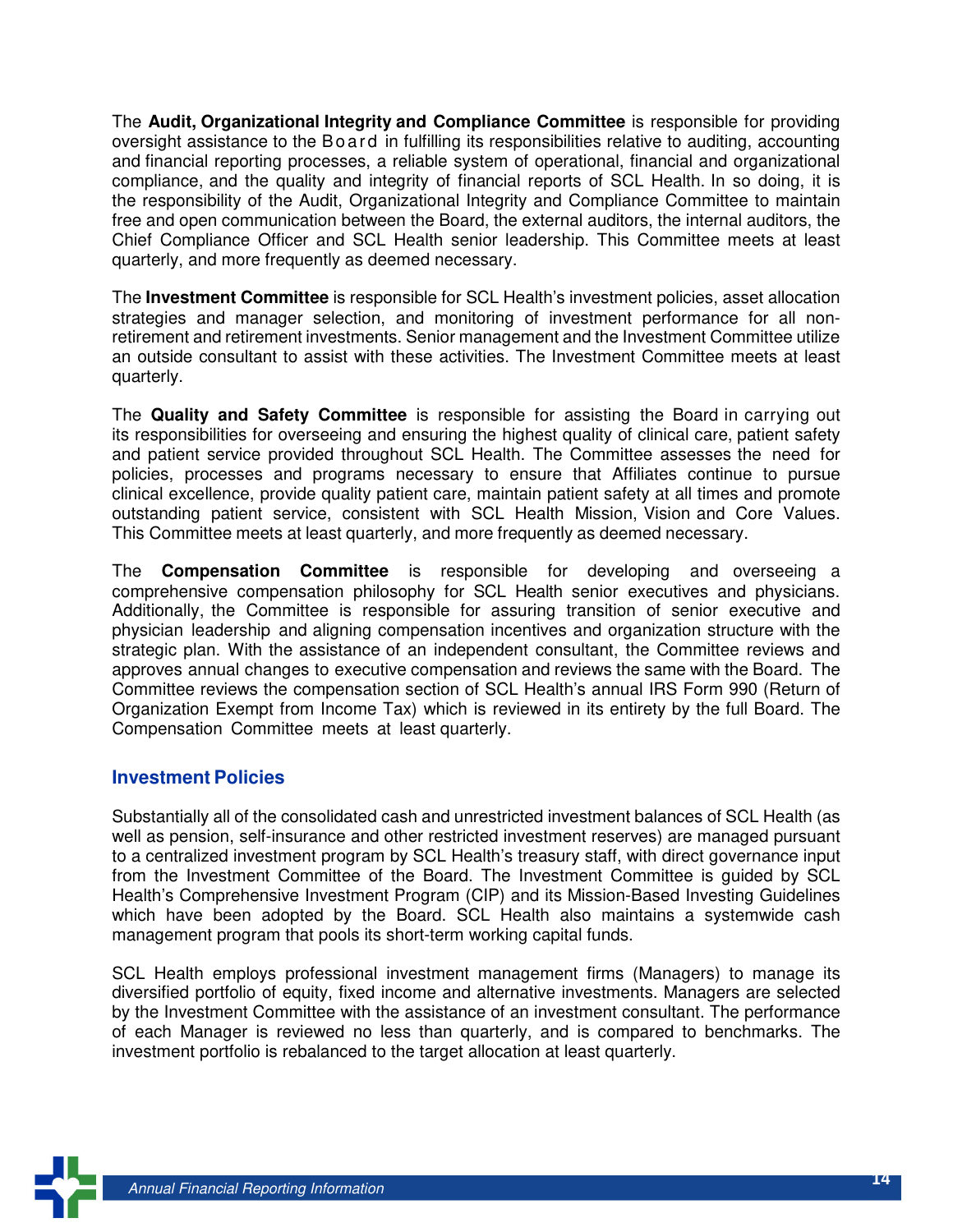The **Audit, Organizational Integrity and Compliance Committee** is responsible for providing oversight assistance to the Board in fulfilling its responsibilities relative to auditing, accounting and financial reporting processes, a reliable system of operational, financial and organizational compliance, and the quality and integrity of financial reports of SCL Health. In so doing, it is the responsibility of the Audit, Organizational Integrity and Compliance Committee to maintain free and open communication between the Board, the external auditors, the internal auditors, the Chief Compliance Officer and SCL Health senior leadership. This Committee meets at least quarterly, and more frequently as deemed necessary.

The **Investment Committee** is responsible for SCL Health's investment policies, asset allocation strategies and manager selection, and monitoring of investment performance for all non-retirement and retirement investments. Senior management and the Investment Committee utilize an outside consultant to assist with these activities. The Investment Committee meets at least quarterly.

The **Quality and Safety Committee** is responsible for assisting the Board in carrying out its responsibilities for overseeing and ensuring the highest quality of clinical care, patient safety and patient service provided throughout SCL Health. The Committee assesses the need for policies, processes and programs necessary to ensure that Affiliates continue to pursue clinical excellence, provide quality patient care, maintain patient safety at all times and promote outstanding patient service, consistent with SCL Health Mission, Vision and Core Values. This Committee meets at least quarterly, and more frequently as deemed necessary.

The **Compensation Committee** is responsible for developing and overseeing a comprehensive compensation philosophy for SCL Health senior executives and physicians. Additionally, the Committee is responsible for assuring transition of senior executive and physician leadership and aligning compensation incentives and organization structure with the strategic plan. With the assistance of an independent consultant, the Committee reviews and approves annual changes to executive compensation and reviews the same with the Board. The Committee reviews the compensation section of SCL Health's annual IRS Form 990 (Return of Organization Exempt from Income Tax) which is reviewed in its entirety by the full Board. The Compensation Committee meets at least quarterly.

## Investment Policies

Substantially all of the consolidated cash and unrestricted investment balances of SCL Health (as well as pension, self-insurance and other restricted investment reserves) are managed pursuant to a centralized investment program by SCL Health's treasury staff, with direct governance input from the Investment Committee of the Board. The Investment Committee is guided by SCL Health's Comprehensive Investment Program (CIP) and its Mission-Based Investing Guidelines which have been adopted by the Board. SCL Health also maintains a systemwide cash management program that pools its short-term working capital funds.

SCL Health employs professional investment management firms (Managers) to manage its diversified portfolio of equity, fixed income and alternative investments. Managers are selected by the Investment Committee with the assistance of an investment consultant. The performance of each Manager is reviewed no less than quarterly, and is compared to benchmarks. The investment portfolio is rebalanced to the target allocation at least quarterly.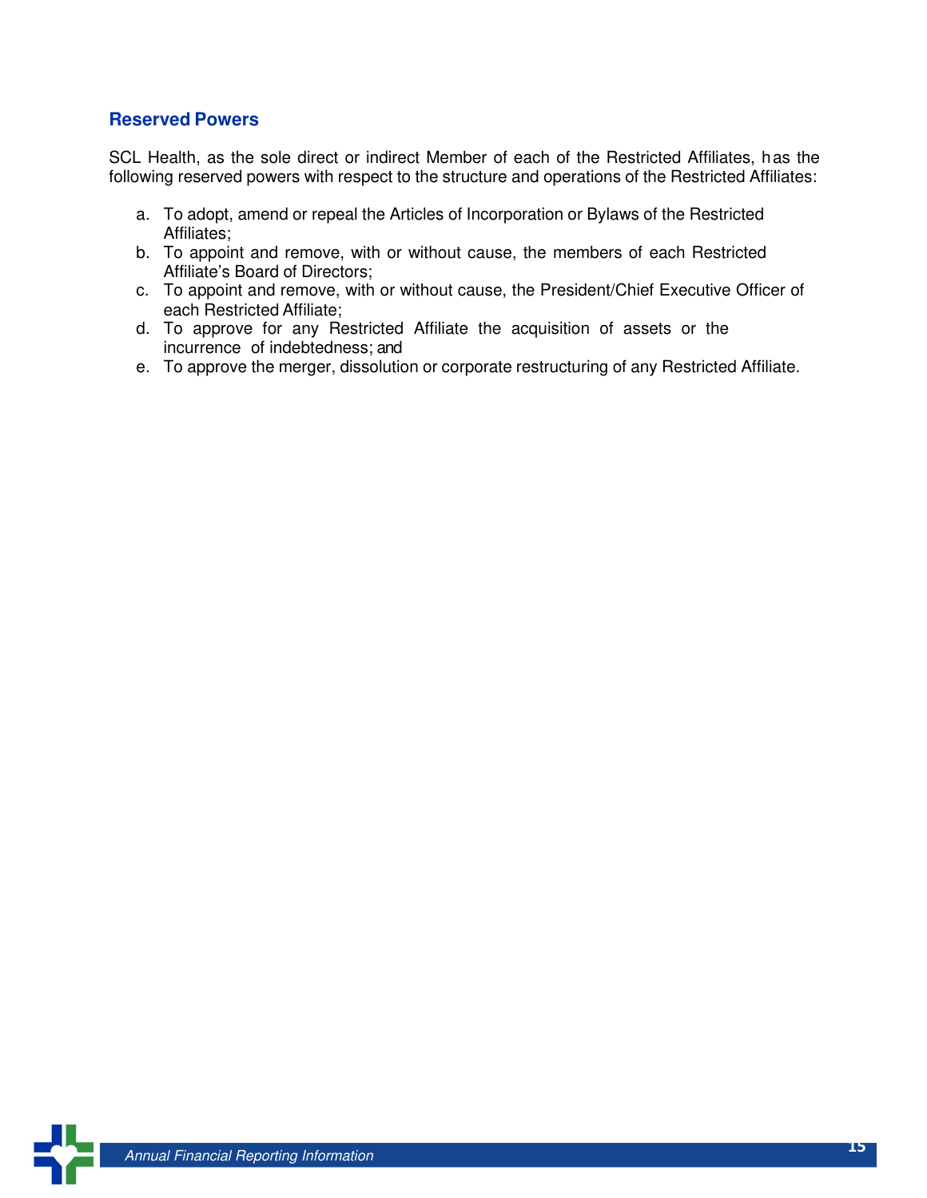## Reserved Powers

SCL Health, as the sole direct or indirect Member of each of the Restricted Affiliates, has the following reserved powers with respect to the structure and operations of the Restricted Affiliates:

a. To adopt, amend or repeal the Articles of Incorporation or Bylaws of the Restricted Affiliates;
b. To appoint and remove, with or without cause, the members of each Restricted Affiliate's Board of Directors;
c. To appoint and remove, with or without cause, the President/Chief Executive Officer of each Restricted Affiliate;
d. To approve for any Restricted Affiliate the acquisition of assets or the incurrence of indebtedness; and
e. To approve the merger, dissolution or corporate restructuring of any Restricted Affiliate.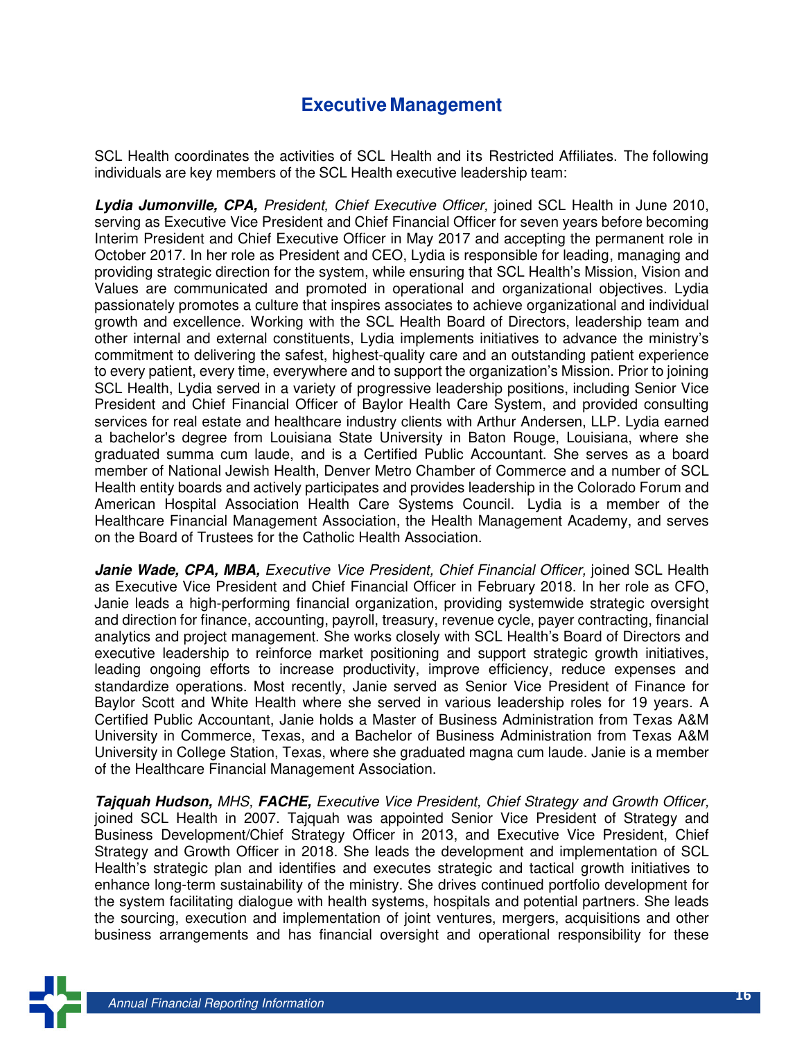## Executive Management

SCL Health coordinates the activities of SCL Health and its Restricted Affiliates. The following individuals are key members of the SCL Health executive leadership team:

***Lydia Jumonville, CPA,*** *President, Chief Executive Officer,* joined SCL Health in June 2010, serving as Executive Vice President and Chief Financial Officer for seven years before becoming Interim President and Chief Executive Officer in May 2017 and accepting the permanent role in October 2017. In her role as President and CEO, Lydia is responsible for leading, managing and providing strategic direction for the system, while ensuring that SCL Health's Mission, Vision and Values are communicated and promoted in operational and organizational objectives. Lydia passionately promotes a culture that inspires associates to achieve organizational and individual growth and excellence. Working with the SCL Health Board of Directors, leadership team and other internal and external constituents, Lydia implements initiatives to advance the ministry's commitment to delivering the safest, highest-quality care and an outstanding patient experience to every patient, every time, everywhere and to support the organization's Mission. Prior to joining SCL Health, Lydia served in a variety of progressive leadership positions, including Senior Vice President and Chief Financial Officer of Baylor Health Care System, and provided consulting services for real estate and healthcare industry clients with Arthur Andersen, LLP. Lydia earned a bachelor's degree from Louisiana State University in Baton Rouge, Louisiana, where she graduated summa cum laude, and is a Certified Public Accountant. She serves as a board member of National Jewish Health, Denver Metro Chamber of Commerce and a number of SCL Health entity boards and actively participates and provides leadership in the Colorado Forum and American Hospital Association Health Care Systems Council. Lydia is a member of the Healthcare Financial Management Association, the Health Management Academy, and serves on the Board of Trustees for the Catholic Health Association.

***Janie Wade, CPA, MBA,*** *Executive Vice President, Chief Financial Officer,* joined SCL Health as Executive Vice President and Chief Financial Officer in February 2018. In her role as CFO, Janie leads a high-performing financial organization, providing systemwide strategic oversight and direction for finance, accounting, payroll, treasury, revenue cycle, payer contracting, financial analytics and project management. She works closely with SCL Health's Board of Directors and executive leadership to reinforce market positioning and support strategic growth initiatives, leading ongoing efforts to increase productivity, improve efficiency, reduce expenses and standardize operations. Most recently, Janie served as Senior Vice President of Finance for Baylor Scott and White Health where she served in various leadership roles for 19 years. A Certified Public Accountant, Janie holds a Master of Business Administration from Texas A&M University in Commerce, Texas, and a Bachelor of Business Administration from Texas A&M University in College Station, Texas, where she graduated magna cum laude. Janie is a member of the Healthcare Financial Management Association.

***Tajquah Hudson,*** *MHS,* ***FACHE,*** *Executive Vice President, Chief Strategy and Growth Officer,* joined SCL Health in 2007. Tajquah was appointed Senior Vice President of Strategy and Business Development/Chief Strategy Officer in 2013, and Executive Vice President, Chief Strategy and Growth Officer in 2018. She leads the development and implementation of SCL Health's strategic plan and identifies and executes strategic and tactical growth initiatives to enhance long-term sustainability of the ministry. She drives continued portfolio development for the system facilitating dialogue with health systems, hospitals and potential partners. She leads the sourcing, execution and implementation of joint ventures, mergers, acquisitions and other business arrangements and has financial oversight and operational responsibility for these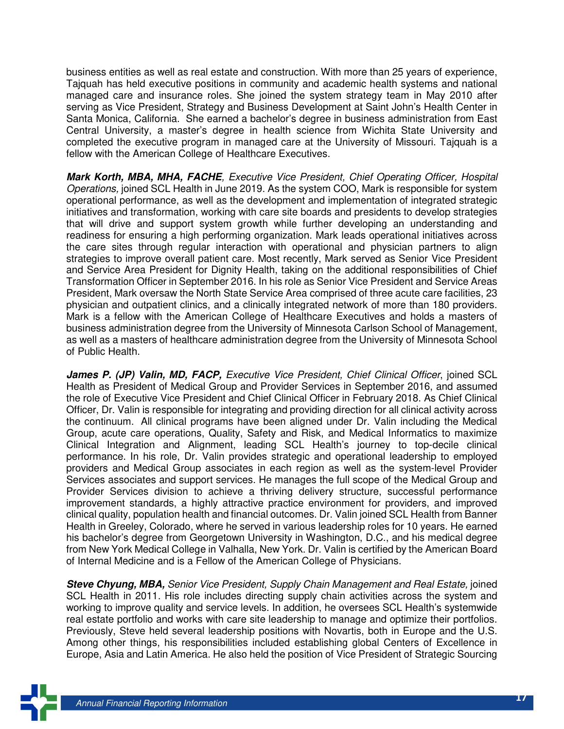business entities as well as real estate and construction. With more than 25 years of experience, Tajquah has held executive positions in community and academic health systems and national managed care and insurance roles. She joined the system strategy team in May 2010 after serving as Vice President, Strategy and Business Development at Saint John's Health Center in Santa Monica, California. She earned a bachelor's degree in business administration from East Central University, a master's degree in health science from Wichita State University and completed the executive program in managed care at the University of Missouri. Tajquah is a fellow with the American College of Healthcare Executives.

***Mark Korth, MBA, MHA, FACHE****, Executive Vice President, Chief Operating Officer, Hospital Operations,* joined SCL Health in June 2019. As the system COO, Mark is responsible for system operational performance, as well as the development and implementation of integrated strategic initiatives and transformation, working with care site boards and presidents to develop strategies that will drive and support system growth while further developing an understanding and readiness for ensuring a high performing organization. Mark leads operational initiatives across the care sites through regular interaction with operational and physician partners to align strategies to improve overall patient care. Most recently, Mark served as Senior Vice President and Service Area President for Dignity Health, taking on the additional responsibilities of Chief Transformation Officer in September 2016. In his role as Senior Vice President and Service Areas President, Mark oversaw the North State Service Area comprised of three acute care facilities, 23 physician and outpatient clinics, and a clinically integrated network of more than 180 providers. Mark is a fellow with the American College of Healthcare Executives and holds a masters of business administration degree from the University of Minnesota Carlson School of Management, as well as a masters of healthcare administration degree from the University of Minnesota School of Public Health.

***James P. (JP) Valin, MD, FACP,*** *Executive Vice President, Chief Clinical Officer*, joined SCL Health as President of Medical Group and Provider Services in September 2016, and assumed the role of Executive Vice President and Chief Clinical Officer in February 2018. As Chief Clinical Officer, Dr. Valin is responsible for integrating and providing direction for all clinical activity across the continuum. All clinical programs have been aligned under Dr. Valin including the Medical Group, acute care operations, Quality, Safety and Risk, and Medical Informatics to maximize Clinical Integration and Alignment, leading SCL Health's journey to top-decile clinical performance. In his role, Dr. Valin provides strategic and operational leadership to employed providers and Medical Group associates in each region as well as the system-level Provider Services associates and support services. He manages the full scope of the Medical Group and Provider Services division to achieve a thriving delivery structure, successful performance improvement standards, a highly attractive practice environment for providers, and improved clinical quality, population health and financial outcomes. Dr. Valin joined SCL Health from Banner Health in Greeley, Colorado, where he served in various leadership roles for 10 years. He earned his bachelor's degree from Georgetown University in Washington, D.C., and his medical degree from New York Medical College in Valhalla, New York. Dr. Valin is certified by the American Board of Internal Medicine and is a Fellow of the American College of Physicians.

***Steve Chyung, MBA,*** *Senior Vice President, Supply Chain Management and Real Estate,* joined SCL Health in 2011. His role includes directing supply chain activities across the system and working to improve quality and service levels. In addition, he oversees SCL Health's systemwide real estate portfolio and works with care site leadership to manage and optimize their portfolios. Previously, Steve held several leadership positions with Novartis, both in Europe and the U.S. Among other things, his responsibilities included establishing global Centers of Excellence in Europe, Asia and Latin America. He also held the position of Vice President of Strategic Sourcing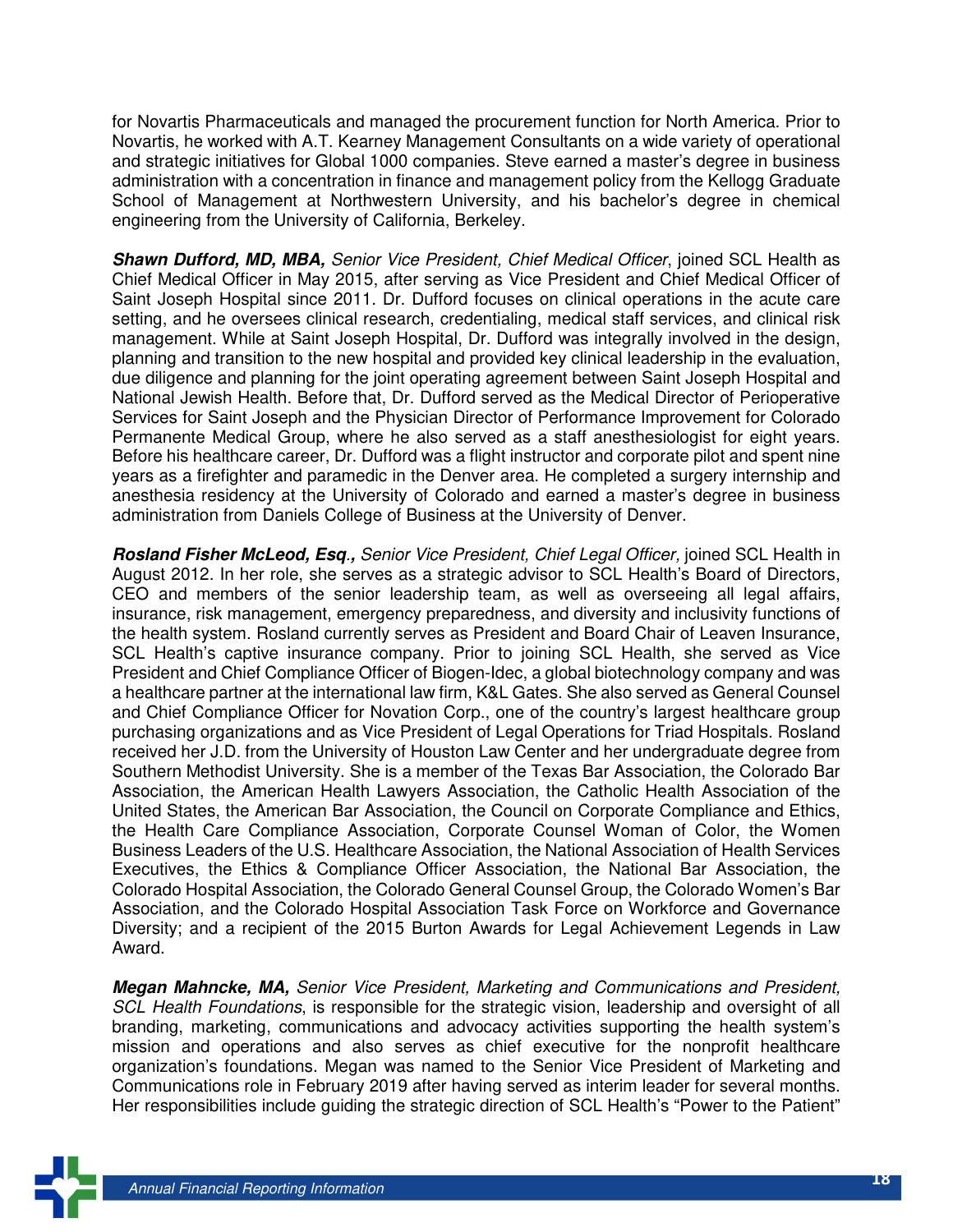for Novartis Pharmaceuticals and managed the procurement function for North America. Prior to Novartis, he worked with A.T. Kearney Management Consultants on a wide variety of operational and strategic initiatives for Global 1000 companies. Steve earned a master's degree in business administration with a concentration in finance and management policy from the Kellogg Graduate School of Management at Northwestern University, and his bachelor's degree in chemical engineering from the University of California, Berkeley.

***Shawn Dufford, MD, MBA,*** *Senior Vice President, Chief Medical Officer*, joined SCL Health as Chief Medical Officer in May 2015, after serving as Vice President and Chief Medical Officer of Saint Joseph Hospital since 2011. Dr. Dufford focuses on clinical operations in the acute care setting, and he oversees clinical research, credentialing, medical staff services, and clinical risk management. While at Saint Joseph Hospital, Dr. Dufford was integrally involved in the design, planning and transition to the new hospital and provided key clinical leadership in the evaluation, due diligence and planning for the joint operating agreement between Saint Joseph Hospital and National Jewish Health. Before that, Dr. Dufford served as the Medical Director of Perioperative Services for Saint Joseph and the Physician Director of Performance Improvement for Colorado Permanente Medical Group, where he also served as a staff anesthesiologist for eight years. Before his healthcare career, Dr. Dufford was a flight instructor and corporate pilot and spent nine years as a firefighter and paramedic in the Denver area. He completed a surgery internship and anesthesia residency at the University of Colorado and earned a master's degree in business administration from Daniels College of Business at the University of Denver.

***Rosland Fisher McLeod, Esq.,*** *Senior Vice President, Chief Legal Officer,* joined SCL Health in August 2012. In her role, she serves as a strategic advisor to SCL Health's Board of Directors, CEO and members of the senior leadership team, as well as overseeing all legal affairs, insurance, risk management, emergency preparedness, and diversity and inclusivity functions of the health system. Rosland currently serves as President and Board Chair of Leaven Insurance, SCL Health's captive insurance company. Prior to joining SCL Health, she served as Vice President and Chief Compliance Officer of Biogen-Idec, a global biotechnology company and was a healthcare partner at the international law firm, K&L Gates. She also served as General Counsel and Chief Compliance Officer for Novation Corp., one of the country's largest healthcare group purchasing organizations and as Vice President of Legal Operations for Triad Hospitals. Rosland received her J.D. from the University of Houston Law Center and her undergraduate degree from Southern Methodist University. She is a member of the Texas Bar Association, the Colorado Bar Association, the American Health Lawyers Association, the Catholic Health Association of the United States, the American Bar Association, the Council on Corporate Compliance and Ethics, the Health Care Compliance Association, Corporate Counsel Woman of Color, the Women Business Leaders of the U.S. Healthcare Association, the National Association of Health Services Executives, the Ethics & Compliance Officer Association, the National Bar Association, the Colorado Hospital Association, the Colorado General Counsel Group, the Colorado Women's Bar Association, and the Colorado Hospital Association Task Force on Workforce and Governance Diversity; and a recipient of the 2015 Burton Awards for Legal Achievement Legends in Law Award.

***Megan Mahncke, MA,*** *Senior Vice President, Marketing and Communications and President, SCL Health Foundations*, is responsible for the strategic vision, leadership and oversight of all branding, marketing, communications and advocacy activities supporting the health system's mission and operations and also serves as chief executive for the nonprofit healthcare organization's foundations. Megan was named to the Senior Vice President of Marketing and Communications role in February 2019 after having served as interim leader for several months. Her responsibilities include guiding the strategic direction of SCL Health's "Power to the Patient"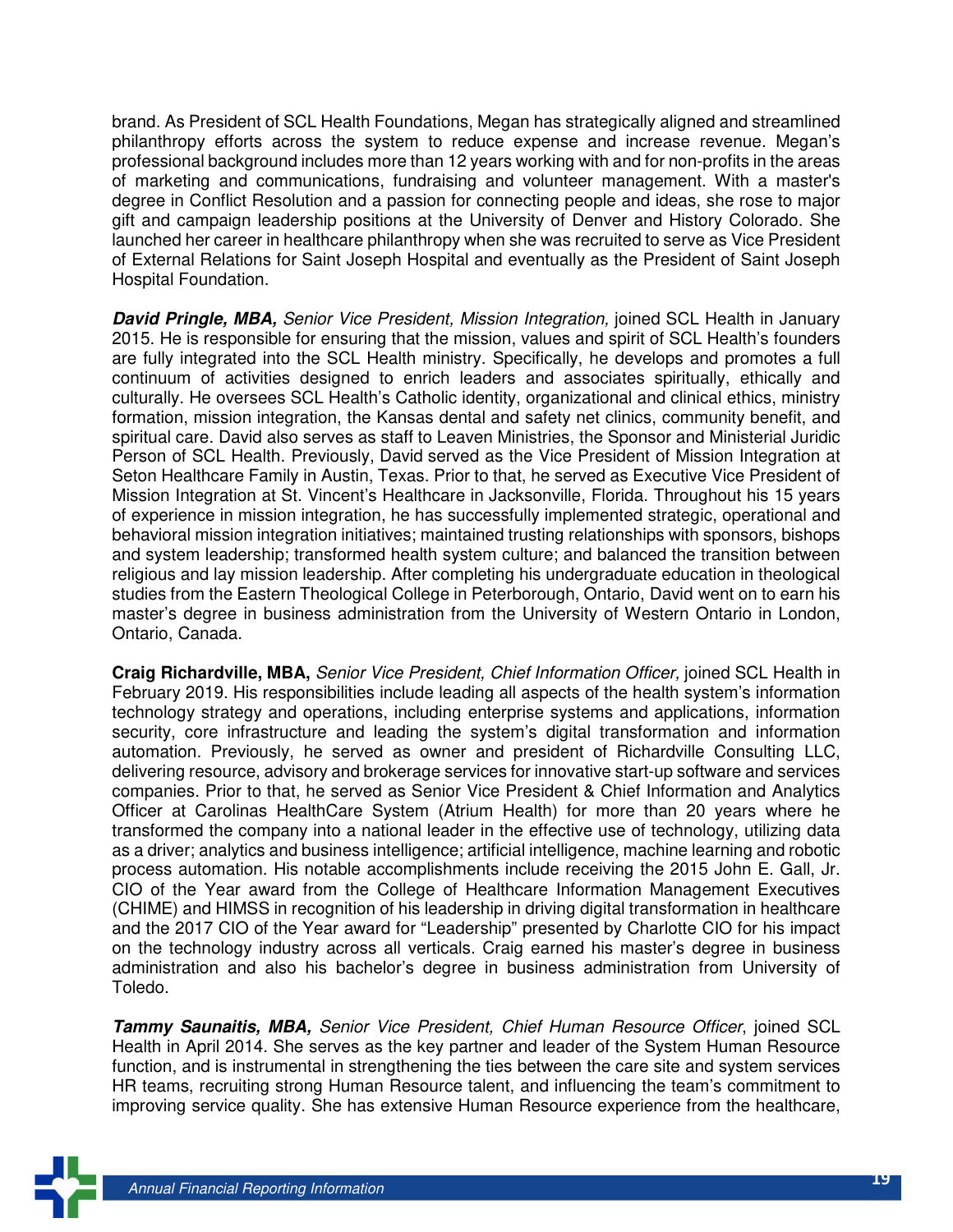brand. As President of SCL Health Foundations, Megan has strategically aligned and streamlined philanthropy efforts across the system to reduce expense and increase revenue. Megan's professional background includes more than 12 years working with and for non-profits in the areas of marketing and communications, fundraising and volunteer management. With a master's degree in Conflict Resolution and a passion for connecting people and ideas, she rose to major gift and campaign leadership positions at the University of Denver and History Colorado. She launched her career in healthcare philanthropy when she was recruited to serve as Vice President of External Relations for Saint Joseph Hospital and eventually as the President of Saint Joseph Hospital Foundation.

***David Pringle, MBA,*** *Senior Vice President, Mission Integration,* joined SCL Health in January 2015. He is responsible for ensuring that the mission, values and spirit of SCL Health's founders are fully integrated into the SCL Health ministry. Specifically, he develops and promotes a full continuum of activities designed to enrich leaders and associates spiritually, ethically and culturally. He oversees SCL Health's Catholic identity, organizational and clinical ethics, ministry formation, mission integration, the Kansas dental and safety net clinics, community benefit, and spiritual care. David also serves as staff to Leaven Ministries, the Sponsor and Ministerial Juridic Person of SCL Health. Previously, David served as the Vice President of Mission Integration at Seton Healthcare Family in Austin, Texas. Prior to that, he served as Executive Vice President of Mission Integration at St. Vincent's Healthcare in Jacksonville, Florida. Throughout his 15 years of experience in mission integration, he has successfully implemented strategic, operational and behavioral mission integration initiatives; maintained trusting relationships with sponsors, bishops and system leadership; transformed health system culture; and balanced the transition between religious and lay mission leadership. After completing his undergraduate education in theological studies from the Eastern Theological College in Peterborough, Ontario, David went on to earn his master's degree in business administration from the University of Western Ontario in London, Ontario, Canada.

**Craig Richardville, MBA,** *Senior Vice President, Chief Information Officer,* joined SCL Health in February 2019. His responsibilities include leading all aspects of the health system's information technology strategy and operations, including enterprise systems and applications, information security, core infrastructure and leading the system's digital transformation and information automation. Previously, he served as owner and president of Richardville Consulting LLC, delivering resource, advisory and brokerage services for innovative start-up software and services companies. Prior to that, he served as Senior Vice President & Chief Information and Analytics Officer at Carolinas HealthCare System (Atrium Health) for more than 20 years where he transformed the company into a national leader in the effective use of technology, utilizing data as a driver; analytics and business intelligence; artificial intelligence, machine learning and robotic process automation. His notable accomplishments include receiving the 2015 John E. Gall, Jr. CIO of the Year award from the College of Healthcare Information Management Executives (CHIME) and HIMSS in recognition of his leadership in driving digital transformation in healthcare and the 2017 CIO of the Year award for "Leadership" presented by Charlotte CIO for his impact on the technology industry across all verticals. Craig earned his master's degree in business administration and also his bachelor's degree in business administration from University of Toledo.

***Tammy Saunaitis, MBA,*** *Senior Vice President, Chief Human Resource Officer*, joined SCL Health in April 2014. She serves as the key partner and leader of the System Human Resource function, and is instrumental in strengthening the ties between the care site and system services HR teams, recruiting strong Human Resource talent, and influencing the team's commitment to improving service quality. She has extensive Human Resource experience from the healthcare,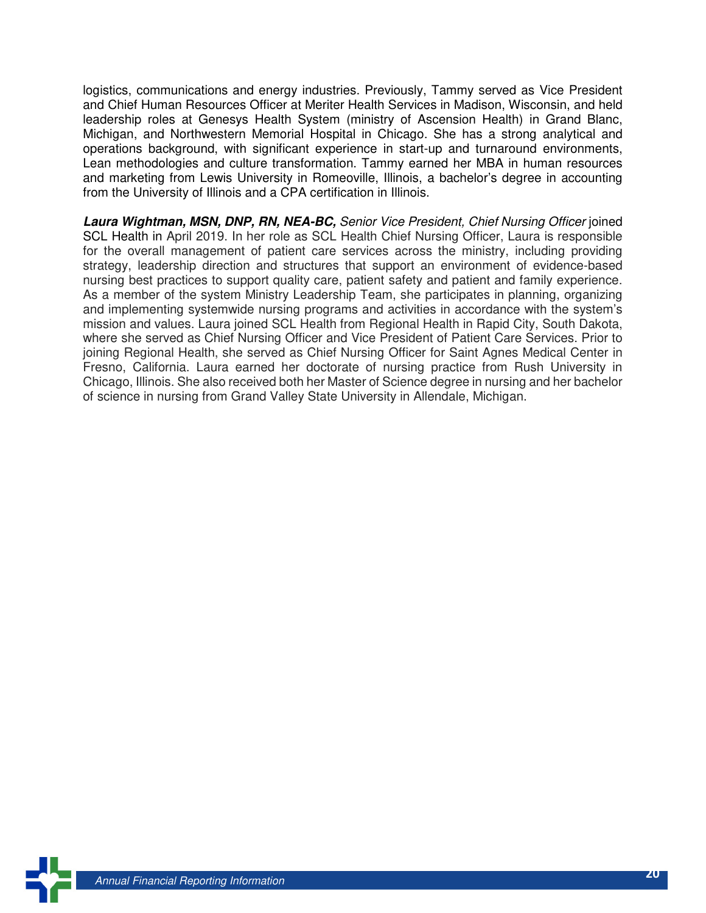logistics, communications and energy industries. Previously, Tammy served as Vice President and Chief Human Resources Officer at Meriter Health Services in Madison, Wisconsin, and held leadership roles at Genesys Health System (ministry of Ascension Health) in Grand Blanc, Michigan, and Northwestern Memorial Hospital in Chicago. She has a strong analytical and operations background, with significant experience in start-up and turnaround environments, Lean methodologies and culture transformation. Tammy earned her MBA in human resources and marketing from Lewis University in Romeoville, Illinois, a bachelor's degree in accounting from the University of Illinois and a CPA certification in Illinois.

***Laura Wightman, MSN, DNP, RN, NEA-BC,*** *Senior Vice President, Chief Nursing Officer* joined SCL Health in April 2019. In her role as SCL Health Chief Nursing Officer, Laura is responsible for the overall management of patient care services across the ministry, including providing strategy, leadership direction and structures that support an environment of evidence-based nursing best practices to support quality care, patient safety and patient and family experience. As a member of the system Ministry Leadership Team, she participates in planning, organizing and implementing systemwide nursing programs and activities in accordance with the system's mission and values. Laura joined SCL Health from Regional Health in Rapid City, South Dakota, where she served as Chief Nursing Officer and Vice President of Patient Care Services. Prior to joining Regional Health, she served as Chief Nursing Officer for Saint Agnes Medical Center in Fresno, California. Laura earned her doctorate of nursing practice from Rush University in Chicago, Illinois. She also received both her Master of Science degree in nursing and her bachelor of science in nursing from Grand Valley State University in Allendale, Michigan.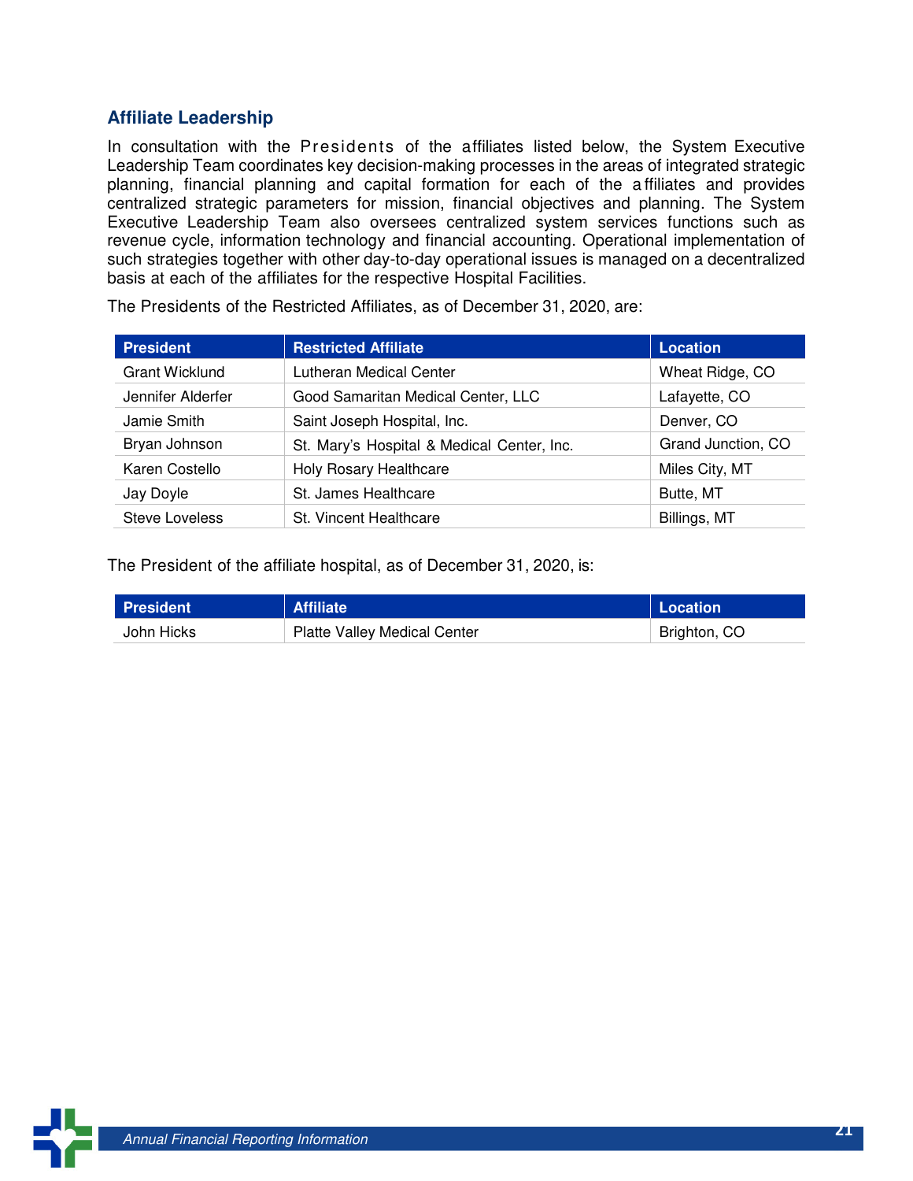## Affiliate Leadership

In consultation with the Presidents of the affiliates listed below, the System Executive Leadership Team coordinates key decision-making processes in the areas of integrated strategic planning, financial planning and capital formation for each of the affiliates and provides centralized strategic parameters for mission, financial objectives and planning. The System Executive Leadership Team also oversees centralized system services functions such as revenue cycle, information technology and financial accounting. Operational implementation of such strategies together with other day-to-day operational issues is managed on a decentralized basis at each of the affiliates for the respective Hospital Facilities.

The Presidents of the Restricted Affiliates, as of December 31, 2020, are:

| President | Restricted Affiliate | Location |
| --- | --- | --- |
| Grant Wicklund | Lutheran Medical Center | Wheat Ridge, CO |
| Jennifer Alderfer | Good Samaritan Medical Center, LLC | Lafayette, CO |
| Jamie Smith | Saint Joseph Hospital, Inc. | Denver, CO |
| Bryan Johnson | St. Mary's Hospital & Medical Center, Inc. | Grand Junction, CO |
| Karen Costello | Holy Rosary Healthcare | Miles City, MT |
| Jay Doyle | St. James Healthcare | Butte, MT |
| Steve Loveless | St. Vincent Healthcare | Billings, MT |

The President of the affiliate hospital, as of December 31, 2020, is:

| President | Affiliate | Location |
| --- | --- | --- |
| John Hicks | Platte Valley Medical Center | Brighton, CO |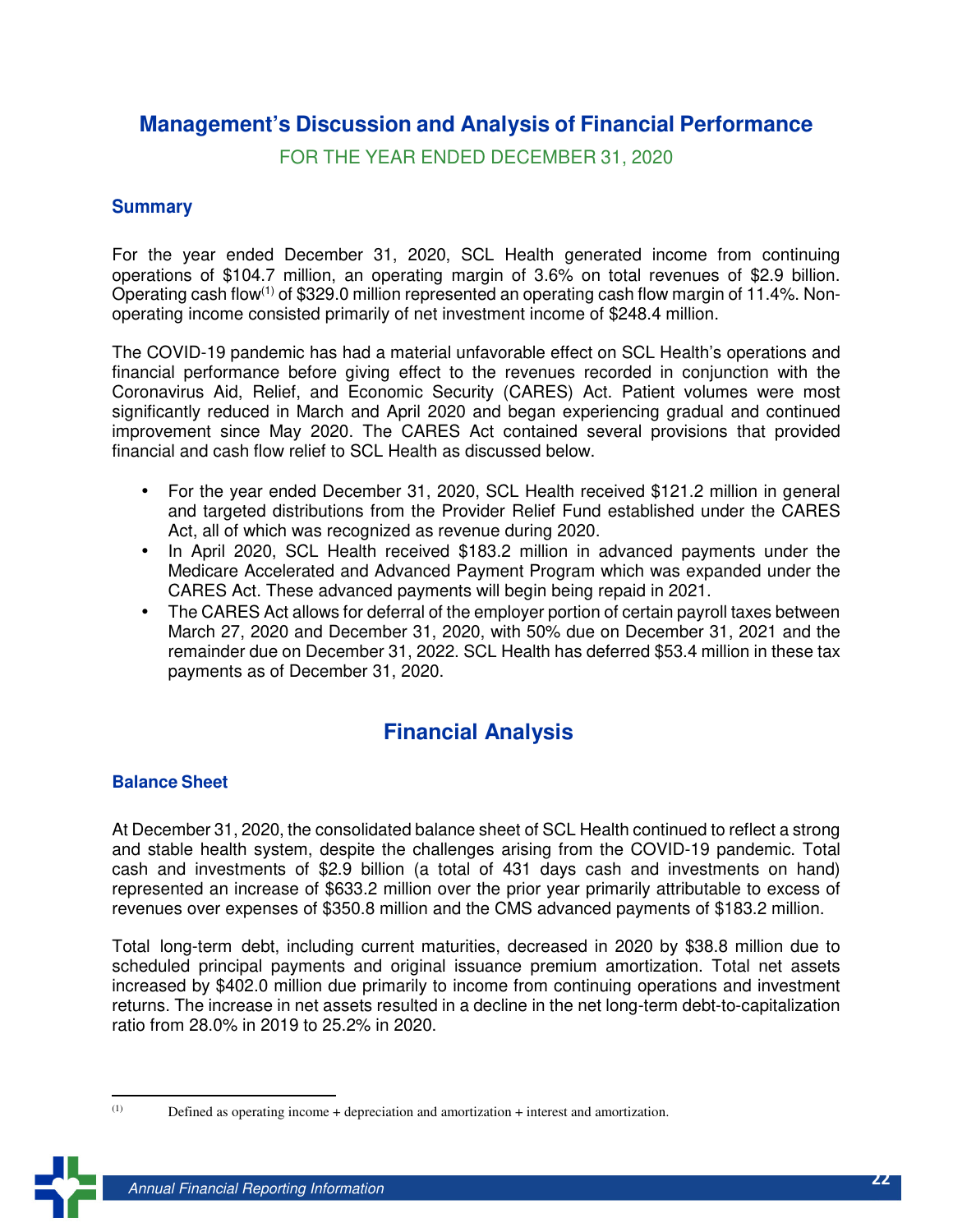# Management's Discussion and Analysis of Financial Performance

FOR THE YEAR ENDED DECEMBER 31, 2020

## Summary

For the year ended December 31, 2020, SCL Health generated income from continuing operations of $104.7 million, an operating margin of 3.6% on total revenues of $2.9 billion. Operating cash flow[(1)] of $329.0 million represented an operating cash flow margin of 11.4%. Non-operating income consisted primarily of net investment income of $248.4 million.

The COVID-19 pandemic has had a material unfavorable effect on SCL Health's operations and financial performance before giving effect to the revenues recorded in conjunction with the Coronavirus Aid, Relief, and Economic Security (CARES) Act. Patient volumes were most significantly reduced in March and April 2020 and began experiencing gradual and continued improvement since May 2020. The CARES Act contained several provisions that provided financial and cash flow relief to SCL Health as discussed below.

- For the year ended December 31, 2020, SCL Health received $121.2 million in general and targeted distributions from the Provider Relief Fund established under the CARES Act, all of which was recognized as revenue during 2020.
- In April 2020, SCL Health received $183.2 million in advanced payments under the Medicare Accelerated and Advanced Payment Program which was expanded under the CARES Act. These advanced payments will begin being repaid in 2021.
- The CARES Act allows for deferral of the employer portion of certain payroll taxes between March 27, 2020 and December 31, 2020, with 50% due on December 31, 2021 and the remainder due on December 31, 2022. SCL Health has deferred $53.4 million in these tax payments as of December 31, 2020.

# Financial Analysis

## Balance Sheet

At December 31, 2020, the consolidated balance sheet of SCL Health continued to reflect a strong and stable health system, despite the challenges arising from the COVID-19 pandemic. Total cash and investments of $2.9 billion (a total of 431 days cash and investments on hand) represented an increase of $633.2 million over the prior year primarily attributable to excess of revenues over expenses of $350.8 million and the CMS advanced payments of $183.2 million.

Total long-term debt, including current maturities, decreased in 2020 by $38.8 million due to scheduled principal payments and original issuance premium amortization. Total net assets increased by $402.0 million due primarily to income from continuing operations and investment returns. The increase in net assets resulted in a decline in the net long-term debt-to-capitalization ratio from 28.0% in 2019 to 25.2% in 2020.

---

(1) Defined as operating income + depreciation and amortization + interest and amortization.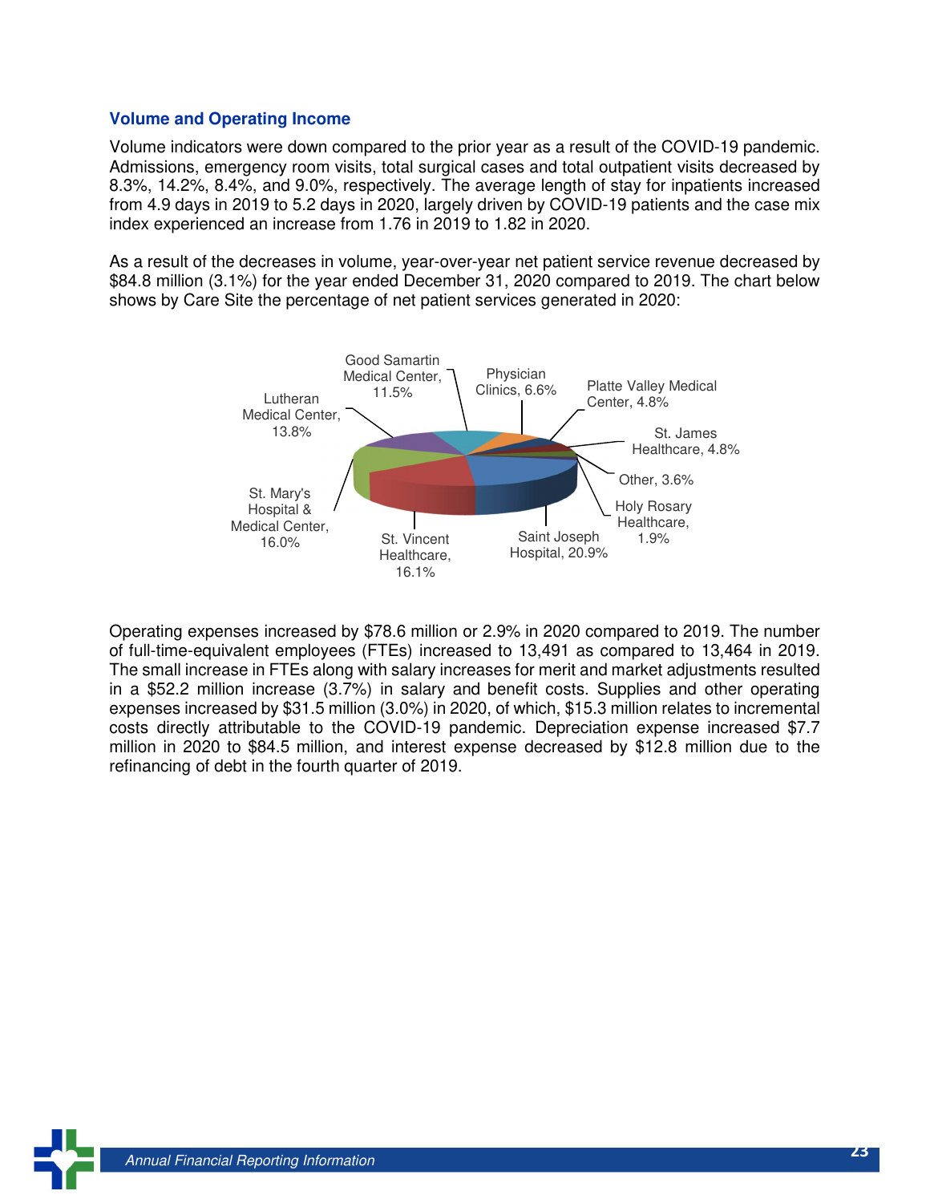### Volume and Operating Income

Volume indicators were down compared to the prior year as a result of the COVID-19 pandemic. Admissions, emergency room visits, total surgical cases and total outpatient visits decreased by 8.3%, 14.2%, 8.4%, and 9.0%, respectively. The average length of stay for inpatients increased from 4.9 days in 2019 to 5.2 days in 2020, largely driven by COVID-19 patients and the case mix index experienced an increase from 1.76 in 2019 to 1.82 in 2020.

As a result of the decreases in volume, year-over-year net patient service revenue decreased by $84.8 million (3.1%) for the year ended December 31, 2020 compared to 2019. The chart below shows by Care Site the percentage of net patient services generated in 2020:

Good Samartin Medical Center, 11.5%
Physician Clinics, 6.6%
Platte Valley Medical Center, 4.8%
Lutheran Medical Center, 13.8%
St. James Healthcare, 4.8%
Other, 3.6%
Holy Rosary Healthcare, 1.9%
St. Mary's Hospital & Medical Center, 16.0%
St. Vincent Healthcare, 16.1%
Saint Joseph Hospital, 20.9%

Operating expenses increased by $78.6 million or 2.9% in 2020 compared to 2019. The number of full-time-equivalent employees (FTEs) increased to 13,491 as compared to 13,464 in 2019. The small increase in FTEs along with salary increases for merit and market adjustments resulted in a $52.2 million increase (3.7%) in salary and benefit costs. Supplies and other operating expenses increased by $31.5 million (3.0%) in 2020, of which, $15.3 million relates to incremental costs directly attributable to the COVID-19 pandemic. Depreciation expense increased $7.7 million in 2020 to $84.5 million, and interest expense decreased by $12.8 million due to the refinancing of debt in the fourth quarter of 2019.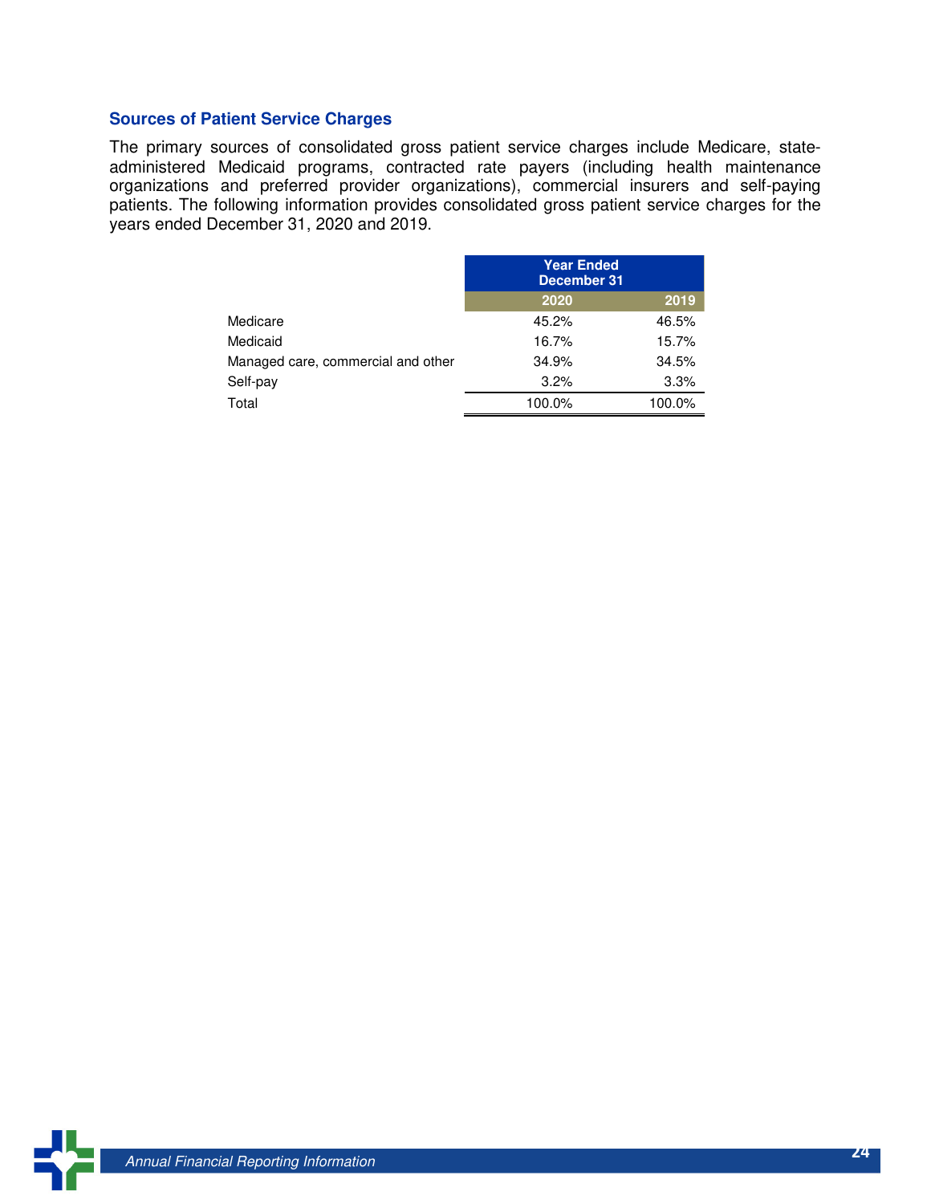### Sources of Patient Service Charges

The primary sources of consolidated gross patient service charges include Medicare, state-administered Medicaid programs, contracted rate payers (including health maintenance organizations and preferred provider organizations), commercial insurers and self-paying patients. The following information provides consolidated gross patient service charges for the years ended December 31, 2020 and 2019.

| | Year Ended December 31 | |
|---|---|---|
| | 2020 | 2019 |
| Medicare | 45.2% | 46.5% |
| Medicaid | 16.7% | 15.7% |
| Managed care, commercial and other | 34.9% | 34.5% |
| Self-pay | 3.2% | 3.3% |
| Total | 100.0% | 100.0% |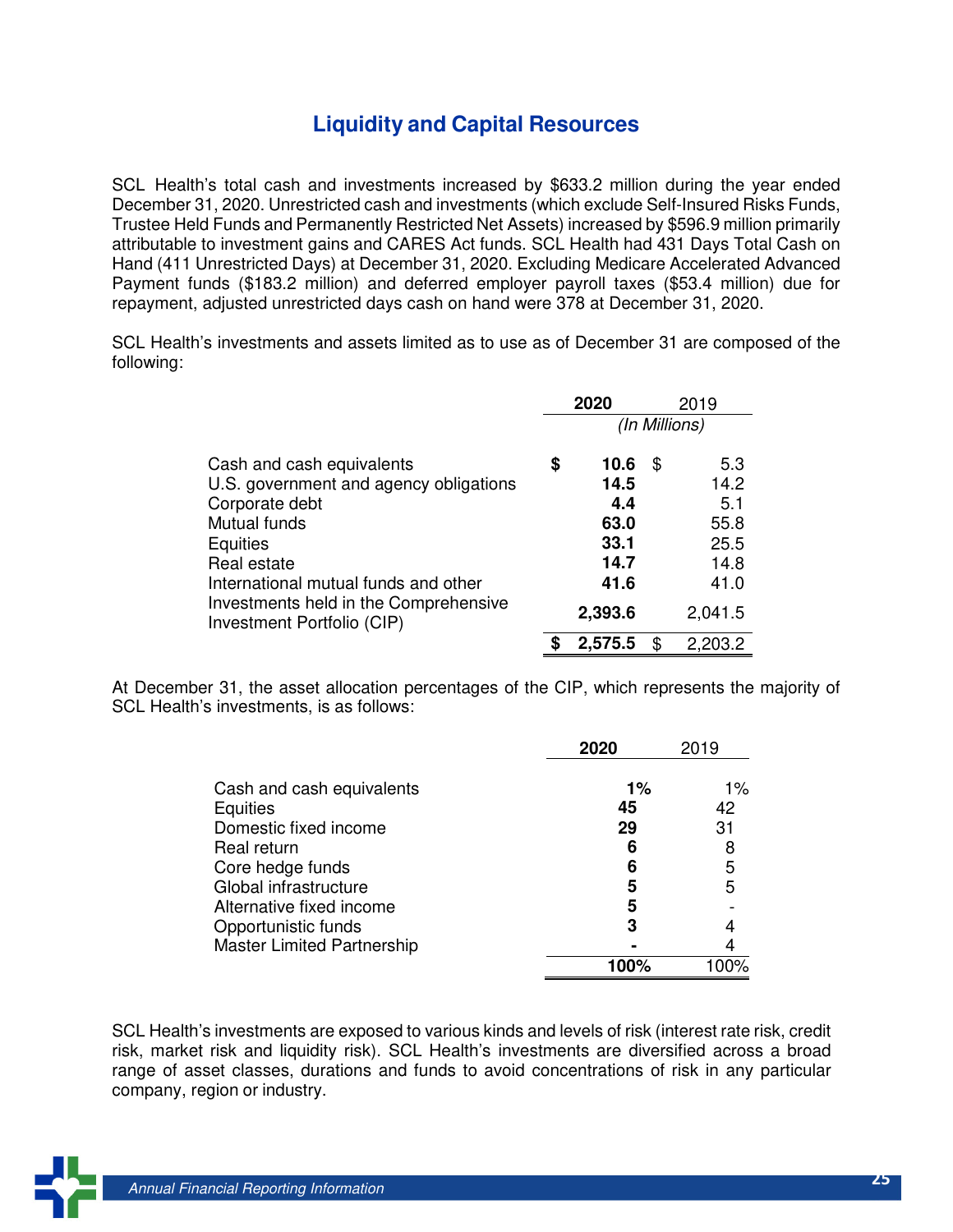## Liquidity and Capital Resources

SCL Health's total cash and investments increased by $633.2 million during the year ended December 31, 2020. Unrestricted cash and investments (which exclude Self-Insured Risks Funds, Trustee Held Funds and Permanently Restricted Net Assets) increased by $596.9 million primarily attributable to investment gains and CARES Act funds. SCL Health had 431 Days Total Cash on Hand (411 Unrestricted Days) at December 31, 2020. Excluding Medicare Accelerated Advanced Payment funds ($183.2 million) and deferred employer payroll taxes ($53.4 million) due for repayment, adjusted unrestricted days cash on hand were 378 at December 31, 2020.

SCL Health's investments and assets limited as to use as of December 31 are composed of the following:

| | **2020** | 2019 |
|---|---|---|
| | *(In Millions)* | |
| Cash and cash equivalents | **$ 10.6** | $ 5.3 |
| U.S. government and agency obligations | **14.5** | 14.2 |
| Corporate debt | **4.4** | 5.1 |
| Mutual funds | **63.0** | 55.8 |
| Equities | **33.1** | 25.5 |
| Real estate | **14.7** | 14.8 |
| International mutual funds and other | **41.6** | 41.0 |
| Investments held in the Comprehensive Investment Portfolio (CIP) | **2,393.6** | 2,041.5 |
| | **$ 2,575.5** | $ 2,203.2 |

At December 31, the asset allocation percentages of the CIP, which represents the majority of SCL Health's investments, is as follows:

| | **2020** | 2019 |
|---|---|---|
| Cash and cash equivalents | **1%** | 1% |
| Equities | **45** | 42 |
| Domestic fixed income | **29** | 31 |
| Real return | **6** | 8 |
| Core hedge funds | **6** | 5 |
| Global infrastructure | **5** | 5 |
| Alternative fixed income | **5** | - |
| Opportunistic funds | **3** | 4 |
| Master Limited Partnership | **-** | 4 |
| | **100%** | 100% |

SCL Health's investments are exposed to various kinds and levels of risk (interest rate risk, credit risk, market risk and liquidity risk). SCL Health's investments are diversified across a broad range of asset classes, durations and funds to avoid concentrations of risk in any particular company, region or industry.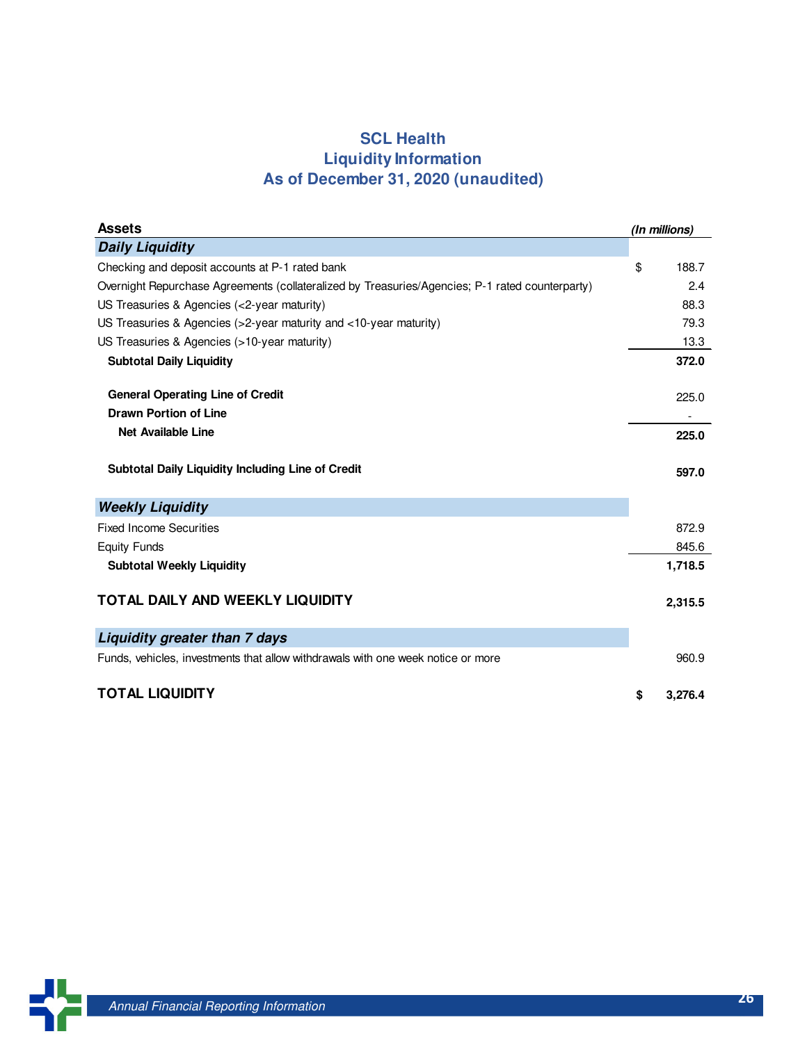# SCL Health
## Liquidity Information
## As of December 31, 2020 (unaudited)

| **Assets** | *(In millions)* |
|---|---|
| ***Daily Liquidity*** | |
| Checking and deposit accounts at P-1 rated bank | $ 188.7 |
| Overnight Repurchase Agreements (collateralized by Treasuries/Agencies; P-1 rated counterparty) | 2.4 |
| US Treasuries & Agencies (<2-year maturity) | 88.3 |
| US Treasuries & Agencies (>2-year maturity and <10-year maturity) | 79.3 |
| US Treasuries & Agencies (>10-year maturity) | 13.3 |
| **Subtotal Daily Liquidity** | **372.0** |
| | |
| **General Operating Line of Credit** | 225.0 |
| **Drawn Portion of Line** | - |
| **Net Available Line** | **225.0** |
| | |
| **Subtotal Daily Liquidity Including Line of Credit** | **597.0** |
| | |
| ***Weekly Liquidity*** | |
| Fixed Income Securities | 872.9 |
| Equity Funds | 845.6 |
| **Subtotal Weekly Liquidity** | **1,718.5** |
| | |
| **TOTAL DAILY AND WEEKLY LIQUIDITY** | **2,315.5** |
| | |
| ***Liquidity greater than 7 days*** | |
| Funds, vehicles, investments that allow withdrawals with one week notice or more | 960.9 |
| | |
| **TOTAL LIQUIDITY** | **$ 3,276.4** |

*Annual Financial Reporting Information*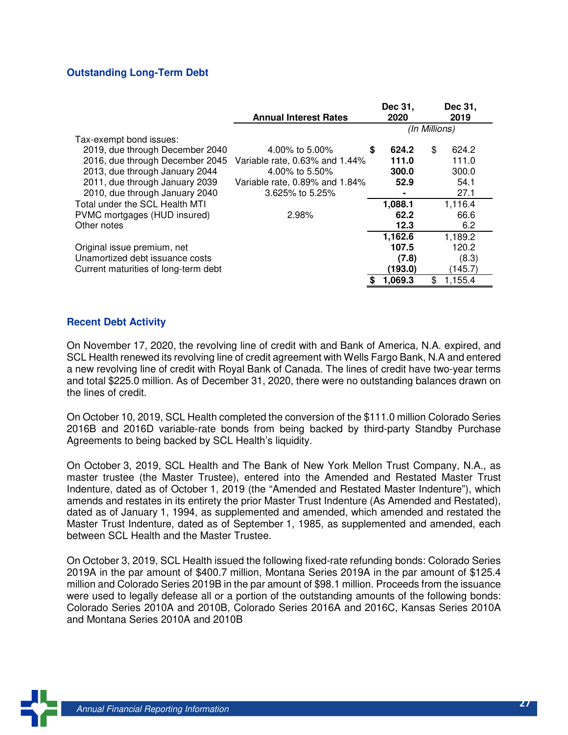## Outstanding Long-Term Debt

| | Annual Interest Rates | Dec 31, 2020 | Dec 31, 2019 |
|---|---|---|---|
| | | *(In Millions)* | |
| Tax-exempt bond issues: | | | |
| 2019, due through December 2040 | 4.00% to 5.00% | **$ 624.2** | $ 624.2 |
| 2016, due through December 2045 | Variable rate, 0.63% and 1.44% | **111.0** | 111.0 |
| 2013, due through January 2044 | 4.00% to 5.50% | **300.0** | 300.0 |
| 2011, due through January 2039 | Variable rate, 0.89% and 1.84% | **52.9** | 54.1 |
| 2010, due through January 2040 | 3.625% to 5.25% | **-** | 27.1 |
| Total under the SCL Health MTI | | **1,088.1** | 1,116.4 |
| PVMC mortgages (HUD insured) | 2.98% | **62.2** | 66.6 |
| Other notes | | **12.3** | 6.2 |
| | | **1,162.6** | 1,189.2 |
| Original issue premium, net | | **107.5** | 120.2 |
| Unamortized debt issuance costs | | **(7.8)** | (8.3) |
| Current maturities of long-term debt | | **(193.0)** | (145.7) |
| | | **$ 1,069.3** | $ 1,155.4 |

## Recent Debt Activity

On November 17, 2020, the revolving line of credit with and Bank of America, N.A. expired, and SCL Health renewed its revolving line of credit agreement with Wells Fargo Bank, N.A and entered a new revolving line of credit with Royal Bank of Canada. The lines of credit have two-year terms and total $225.0 million. As of December 31, 2020, there were no outstanding balances drawn on the lines of credit.

On October 10, 2019, SCL Health completed the conversion of the $111.0 million Colorado Series 2016B and 2016D variable-rate bonds from being backed by third-party Standby Purchase Agreements to being backed by SCL Health's liquidity.

On October 3, 2019, SCL Health and The Bank of New York Mellon Trust Company, N.A., as master trustee (the Master Trustee), entered into the Amended and Restated Master Trust Indenture, dated as of October 1, 2019 (the "Amended and Restated Master Indenture"), which amends and restates in its entirety the prior Master Trust Indenture (As Amended and Restated), dated as of January 1, 1994, as supplemented and amended, which amended and restated the Master Trust Indenture, dated as of September 1, 1985, as supplemented and amended, each between SCL Health and the Master Trustee.

On October 3, 2019, SCL Health issued the following fixed-rate refunding bonds: Colorado Series 2019A in the par amount of $400.7 million, Montana Series 2019A in the par amount of $125.4 million and Colorado Series 2019B in the par amount of $98.1 million. Proceeds from the issuance were used to legally defease all or a portion of the outstanding amounts of the following bonds: Colorado Series 2010A and 2010B, Colorado Series 2016A and 2016C, Kansas Series 2010A and Montana Series 2010A and 2010B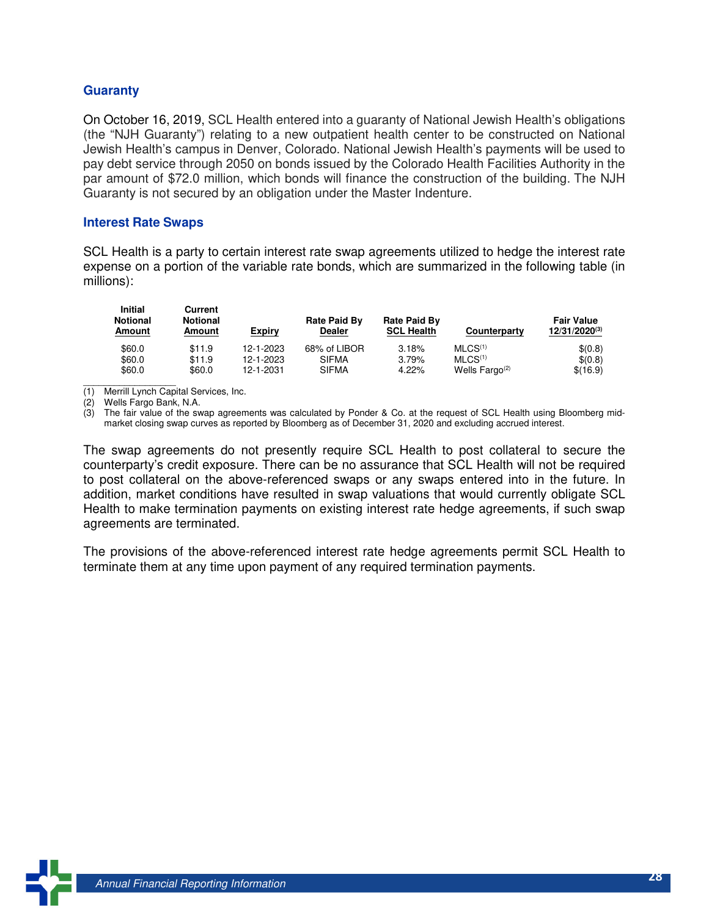## Guaranty

On October 16, 2019, SCL Health entered into a guaranty of National Jewish Health's obligations (the "NJH Guaranty") relating to a new outpatient health center to be constructed on National Jewish Health's campus in Denver, Colorado. National Jewish Health's payments will be used to pay debt service through 2050 on bonds issued by the Colorado Health Facilities Authority in the par amount of $72.0 million, which bonds will finance the construction of the building. The NJH Guaranty is not secured by an obligation under the Master Indenture.

## Interest Rate Swaps

SCL Health is a party to certain interest rate swap agreements utilized to hedge the interest rate expense on a portion of the variable rate bonds, which are summarized in the following table (in millions):

| Initial Notional Amount | Current Notional Amount | Expiry | Rate Paid By Dealer | Rate Paid By SCL Health | Counterparty | Fair Value 12/31/2020[3] |
|---|---|---|---|---|---|---|
| $60.0 | $11.9 | 12-1-2023 | 68% of LIBOR | 3.18% | MLCS[1] | $(0.8) |
| $60.0 | $11.9 | 12-1-2023 | SIFMA | 3.79% | MLCS[1] | $(0.8) |
| $60.0 | $60.0 | 12-1-2031 | SIFMA | 4.22% | Wells Fargo[2] | $(16.9) |

(1) Merrill Lynch Capital Services, Inc.
(2) Wells Fargo Bank, N.A.
(3) The fair value of the swap agreements was calculated by Ponder & Co. at the request of SCL Health using Bloomberg mid-market closing swap curves as reported by Bloomberg as of December 31, 2020 and excluding accrued interest.

The swap agreements do not presently require SCL Health to post collateral to secure the counterparty's credit exposure. There can be no assurance that SCL Health will not be required to post collateral on the above-referenced swaps or any swaps entered into in the future. In addition, market conditions have resulted in swap valuations that would currently obligate SCL Health to make termination payments on existing interest rate hedge agreements, if such swap agreements are terminated.

The provisions of the above-referenced interest rate hedge agreements permit SCL Health to terminate them at any time upon payment of any required termination payments.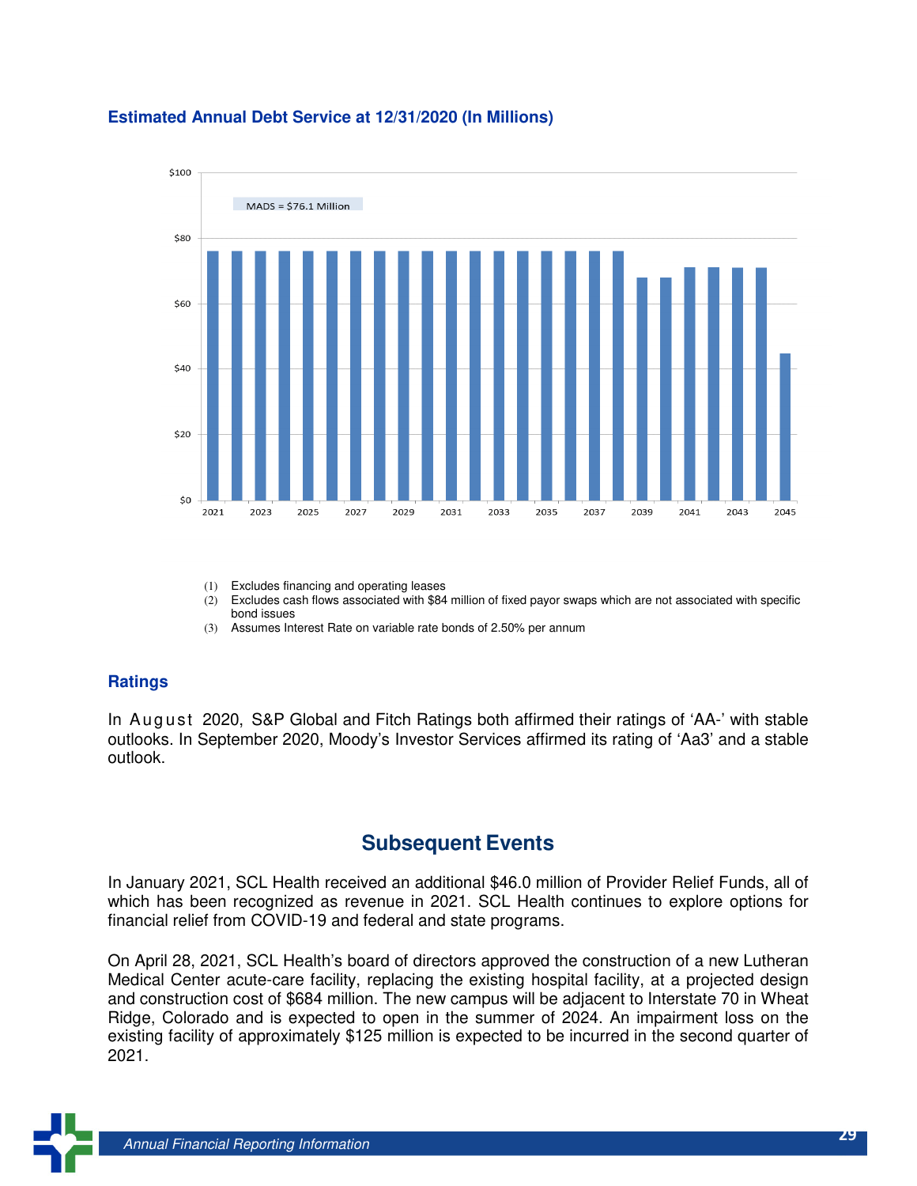### Estimated Annual Debt Service at 12/31/2020 (In Millions)

MADS = $76.1 Million

(1) Excludes financing and operating leases
(2) Excludes cash flows associated with $84 million of fixed payor swaps which are not associated with specific bond issues
(3) Assumes Interest Rate on variable rate bonds of 2.50% per annum

### Ratings

In August 2020, S&P Global and Fitch Ratings both affirmed their ratings of 'AA-' with stable outlooks. In September 2020, Moody's Investor Services affirmed its rating of 'Aa3' and a stable outlook.

## Subsequent Events

In January 2021, SCL Health received an additional $46.0 million of Provider Relief Funds, all of which has been recognized as revenue in 2021. SCL Health continues to explore options for financial relief from COVID-19 and federal and state programs.

On April 28, 2021, SCL Health's board of directors approved the construction of a new Lutheran Medical Center acute-care facility, replacing the existing hospital facility, at a projected design and construction cost of $684 million. The new campus will be adjacent to Interstate 70 in Wheat Ridge, Colorado and is expected to open in the summer of 2024. An impairment loss on the existing facility of approximately $125 million is expected to be incurred in the second quarter of 2021.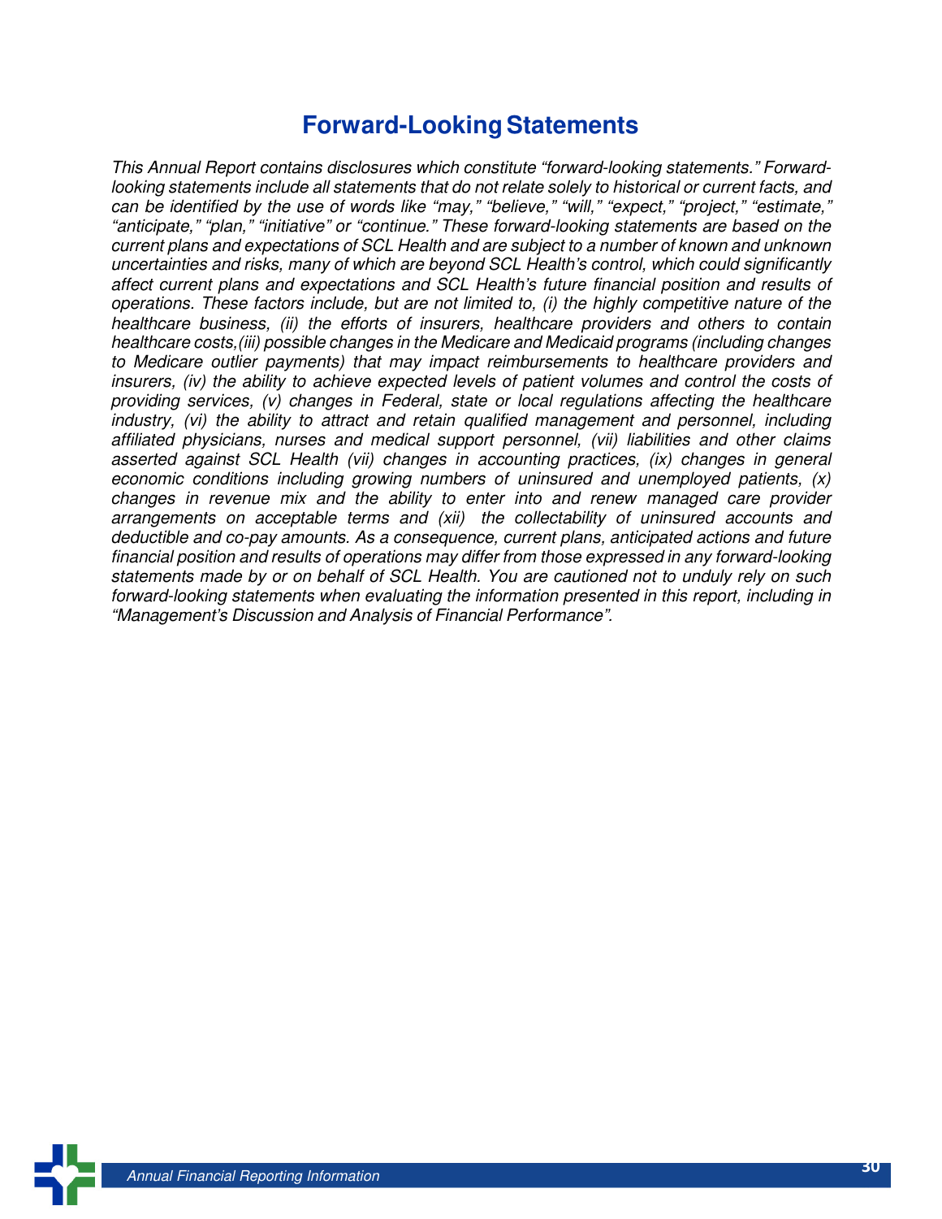## Forward-Looking Statements

*This Annual Report contains disclosures which constitute "forward-looking statements." Forward-looking statements include all statements that do not relate solely to historical or current facts, and can be identified by the use of words like "may," "believe," "will," "expect," "project," "estimate," "anticipate," "plan," "initiative" or "continue." These forward-looking statements are based on the current plans and expectations of SCL Health and are subject to a number of known and unknown uncertainties and risks, many of which are beyond SCL Health's control, which could significantly affect current plans and expectations and SCL Health's future financial position and results of operations. These factors include, but are not limited to, (i) the highly competitive nature of the healthcare business, (ii) the efforts of insurers, healthcare providers and others to contain healthcare costs,(iii) possible changes in the Medicare and Medicaid programs (including changes to Medicare outlier payments) that may impact reimbursements to healthcare providers and insurers, (iv) the ability to achieve expected levels of patient volumes and control the costs of providing services, (v) changes in Federal, state or local regulations affecting the healthcare industry, (vi) the ability to attract and retain qualified management and personnel, including affiliated physicians, nurses and medical support personnel, (vii) liabilities and other claims asserted against SCL Health (vii) changes in accounting practices, (ix) changes in general economic conditions including growing numbers of uninsured and unemployed patients, (x) changes in revenue mix and the ability to enter into and renew managed care provider arrangements on acceptable terms and (xii) the collectability of uninsured accounts and deductible and co-pay amounts. As a consequence, current plans, anticipated actions and future financial position and results of operations may differ from those expressed in any forward-looking statements made by or on behalf of SCL Health. You are cautioned not to unduly rely on such forward-looking statements when evaluating the information presented in this report, including in "Management's Discussion and Analysis of Financial Performance".*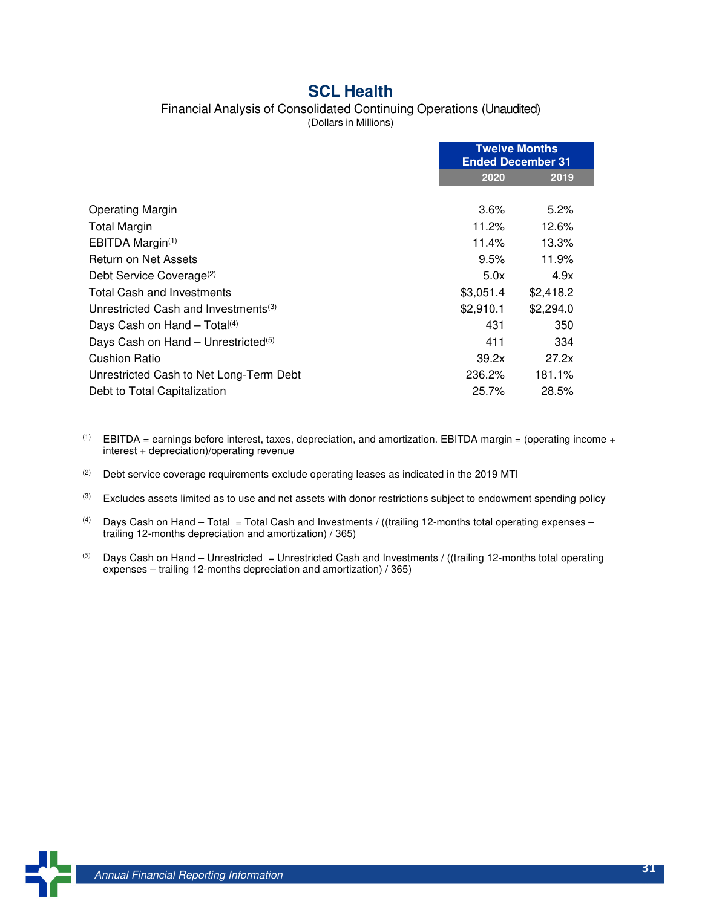# SCL Health

Financial Analysis of Consolidated Continuing Operations (Unaudited)
(Dollars in Millions)

| | Twelve Months Ended December 31 | |
|---|---|---|
| | 2020 | 2019 |
| Operating Margin | 3.6% | 5.2% |
| Total Margin | 11.2% | 12.6% |
| EBITDA Margin[1] | 11.4% | 13.3% |
| Return on Net Assets | 9.5% | 11.9% |
| Debt Service Coverage[2] | 5.0x | 4.9x |
| Total Cash and Investments | $3,051.4 | $2,418.2 |
| Unrestricted Cash and Investments[3] | $2,910.1 | $2,294.0 |
| Days Cash on Hand – Total[4] | 431 | 350 |
| Days Cash on Hand – Unrestricted[5] | 411 | 334 |
| Cushion Ratio | 39.2x | 27.2x |
| Unrestricted Cash to Net Long-Term Debt | 236.2% | 181.1% |
| Debt to Total Capitalization | 25.7% | 28.5% |

[1] EBITDA = earnings before interest, taxes, depreciation, and amortization. EBITDA margin = (operating income + interest + depreciation)/operating revenue

[2] Debt service coverage requirements exclude operating leases as indicated in the 2019 MTI

[3] Excludes assets limited as to use and net assets with donor restrictions subject to endowment spending policy

[4] Days Cash on Hand – Total = Total Cash and Investments / ((trailing 12-months total operating expenses – trailing 12-months depreciation and amortization) / 365)

[5] Days Cash on Hand – Unrestricted = Unrestricted Cash and Investments / ((trailing 12-months total operating expenses – trailing 12-months depreciation and amortization) / 365)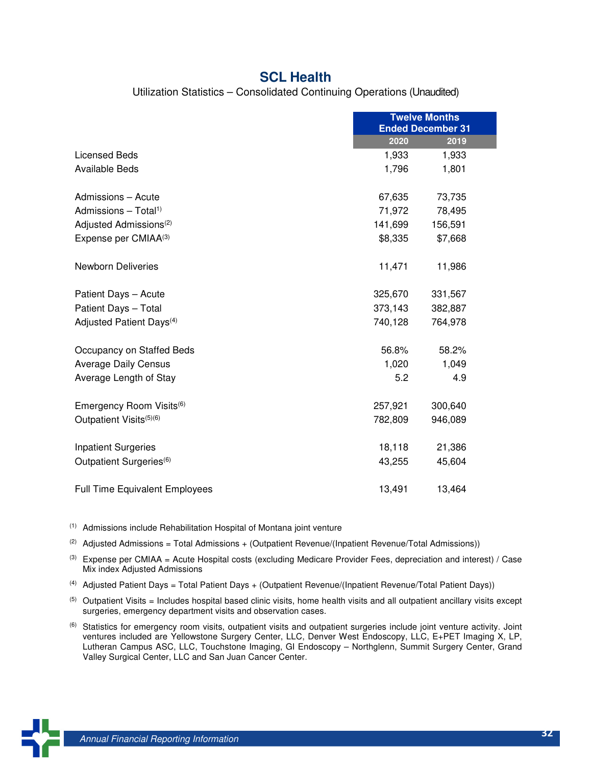# SCL Health

Utilization Statistics – Consolidated Continuing Operations (Unaudited)

| | Twelve Months Ended December 31 | |
|---|---|---|
| | 2020 | 2019 |
| Licensed Beds | 1,933 | 1,933 |
| Available Beds | 1,796 | 1,801 |
| | | |
| Admissions – Acute | 67,635 | 73,735 |
| Admissions – Total[1] | 71,972 | 78,495 |
| Adjusted Admissions[2] | 141,699 | 156,591 |
| Expense per CMIAA[3] | $8,335 | $7,668 |
| | | |
| Newborn Deliveries | 11,471 | 11,986 |
| | | |
| Patient Days – Acute | 325,670 | 331,567 |
| Patient Days – Total | 373,143 | 382,887 |
| Adjusted Patient Days[4] | 740,128 | 764,978 |
| | | |
| Occupancy on Staffed Beds | 56.8% | 58.2% |
| Average Daily Census | 1,020 | 1,049 |
| Average Length of Stay | 5.2 | 4.9 |
| | | |
| Emergency Room Visits[6] | 257,921 | 300,640 |
| Outpatient Visits[5][6] | 782,809 | 946,089 |
| | | |
| Inpatient Surgeries | 18,118 | 21,386 |
| Outpatient Surgeries[6] | 43,255 | 45,604 |
| | | |
| Full Time Equivalent Employees | 13,491 | 13,464 |

(1) Admissions include Rehabilitation Hospital of Montana joint venture

(2) Adjusted Admissions = Total Admissions + (Outpatient Revenue/(Inpatient Revenue/Total Admissions))

(3) Expense per CMIAA = Acute Hospital costs (excluding Medicare Provider Fees, depreciation and interest) / Case Mix index Adjusted Admissions

(4) Adjusted Patient Days = Total Patient Days + (Outpatient Revenue/(Inpatient Revenue/Total Patient Days))

(5) Outpatient Visits = Includes hospital based clinic visits, home health visits and all outpatient ancillary visits except surgeries, emergency department visits and observation cases.

(6) Statistics for emergency room visits, outpatient visits and outpatient surgeries include joint venture activity. Joint ventures included are Yellowstone Surgery Center, LLC, Denver West Endoscopy, LLC, E+PET Imaging X, LP, Lutheran Campus ASC, LLC, Touchstone Imaging, GI Endoscopy – Northglenn, Summit Surgery Center, Grand Valley Surgical Center, LLC and San Juan Cancer Center.